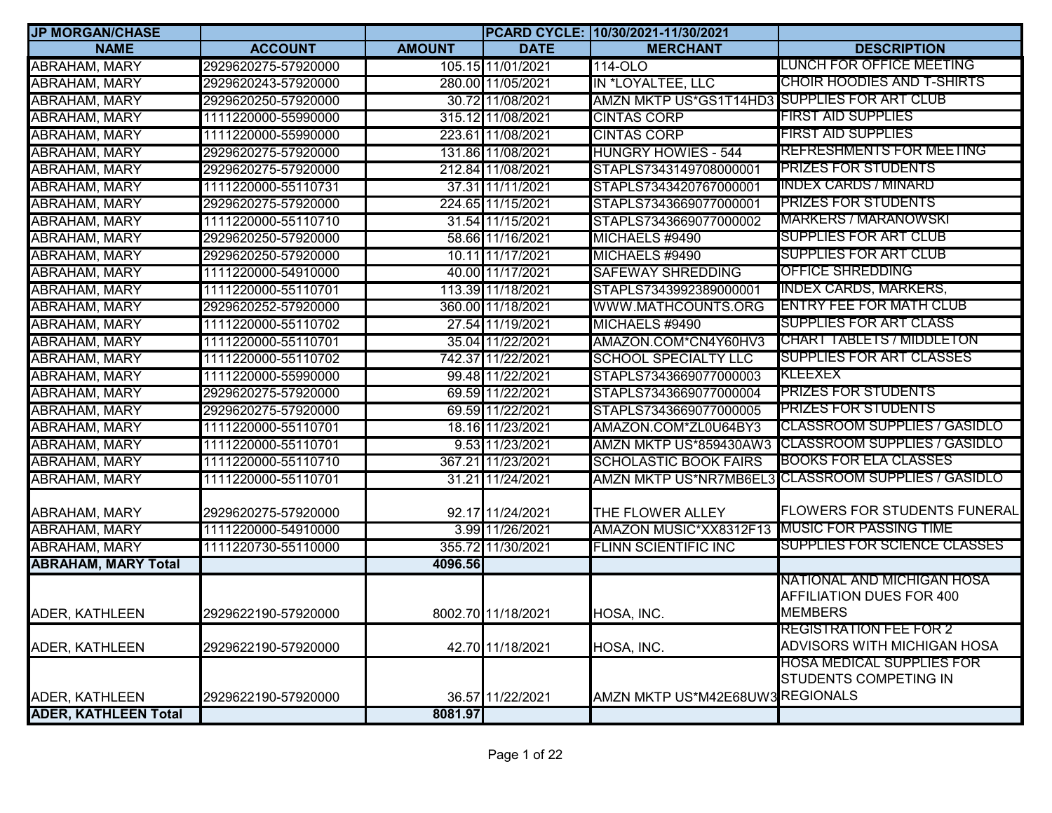| JP MORGAN/CHASE | | | PCARD CYCLE: | 10/30/2021-11/30/2021 | |
|---|---|---|---|---|---|
| **NAME** | **ACCOUNT** | **AMOUNT** | **DATE** | **MERCHANT** | **DESCRIPTION** |
| ABRAHAM, MARY | 2929620275-57920000 | 105.15 | 11/01/2021 | 114-OLO | LUNCH FOR OFFICE MEETING |
| ABRAHAM, MARY | 2929620243-57920000 | 280.00 | 11/05/2021 | IN *LOYALTEE, LLC | CHOIR HOODIES AND T-SHIRTS |
| ABRAHAM, MARY | 2929620250-57920000 | 30.72 | 11/08/2021 | AMZN MKTP US*GS1T14HD3 | SUPPLIES FOR ART CLUB |
| ABRAHAM, MARY | 1111220000-55990000 | 315.12 | 11/08/2021 | CINTAS CORP | FIRST AID SUPPLIES |
| ABRAHAM, MARY | 1111220000-55990000 | 223.61 | 11/08/2021 | CINTAS CORP | FIRST AID SUPPLIES |
| ABRAHAM, MARY | 2929620275-57920000 | 131.86 | 11/08/2021 | HUNGRY HOWIES - 544 | REFRESHMENTS FOR MEETING |
| ABRAHAM, MARY | 2929620275-57920000 | 212.84 | 11/08/2021 | STAPLS7343149708000001 | PRIZES FOR STUDENTS |
| ABRAHAM, MARY | 1111220000-55110731 | 37.31 | 11/11/2021 | STAPLS7343420767000001 | INDEX CARDS / MINARD |
| ABRAHAM, MARY | 2929620275-57920000 | 224.65 | 11/15/2021 | STAPLS7343669077000001 | PRIZES FOR STUDENTS |
| ABRAHAM, MARY | 1111220000-55110710 | 31.54 | 11/15/2021 | STAPLS7343669077000002 | MARKERS / MARANOWSKI |
| ABRAHAM, MARY | 2929620250-57920000 | 58.66 | 11/16/2021 | MICHAELS #9490 | SUPPLIES FOR ART CLUB |
| ABRAHAM, MARY | 2929620250-57920000 | 10.11 | 11/17/2021 | MICHAELS #9490 | SUPPLIES FOR ART CLUB |
| ABRAHAM, MARY | 1111220000-54910000 | 40.00 | 11/17/2021 | SAFEWAY SHREDDING | OFFICE SHREDDING |
| ABRAHAM, MARY | 1111220000-55110701 | 113.39 | 11/18/2021 | STAPLS7343992389000001 | INDEX CARDS, MARKERS, |
| ABRAHAM, MARY | 2929620252-57920000 | 360.00 | 11/18/2021 | WWW.MATHCOUNTS.ORG | ENTRY FEE FOR MATH CLUB |
| ABRAHAM, MARY | 1111220000-55110702 | 27.54 | 11/19/2021 | MICHAELS #9490 | SUPPLIES FOR ART CLASS |
| ABRAHAM, MARY | 1111220000-55110701 | 35.04 | 11/22/2021 | AMAZON.COM*CN4Y60HV3 | CHART TABLETS / MIDDLETON |
| ABRAHAM, MARY | 1111220000-55110702 | 742.37 | 11/22/2021 | SCHOOL SPECIALTY LLC | SUPPLIES FOR ART CLASSES |
| ABRAHAM, MARY | 1111220000-55990000 | 99.48 | 11/22/2021 | STAPLS7343669077000003 | KLEEXEX |
| ABRAHAM, MARY | 2929620275-57920000 | 69.59 | 11/22/2021 | STAPLS7343669077000004 | PRIZES FOR STUDENTS |
| ABRAHAM, MARY | 2929620275-57920000 | 69.59 | 11/22/2021 | STAPLS7343669077000005 | PRIZES FOR STUDENTS |
| ABRAHAM, MARY | 1111220000-55110701 | 18.16 | 11/23/2021 | AMAZON.COM*ZL0U64BY3 | CLASSROOM SUPPLIES / GASIDLO |
| ABRAHAM, MARY | 1111220000-55110701 | 9.53 | 11/23/2021 | AMZN MKTP US*859430AW3 | CLASSROOM SUPPLIES / GASIDLO |
| ABRAHAM, MARY | 1111220000-55110710 | 367.21 | 11/23/2021 | SCHOLASTIC BOOK FAIRS | BOOKS FOR ELA CLASSES |
| ABRAHAM, MARY | 1111220000-55110701 | 31.21 | 11/24/2021 | AMZN MKTP US*NR7MB6EL3 | CLASSROOM SUPPLIES / GASIDLO |
| ABRAHAM, MARY | 2929620275-57920000 | 92.17 | 11/24/2021 | THE FLOWER ALLEY | FLOWERS FOR STUDENTS FUNERAL |
| ABRAHAM, MARY | 1111220000-54910000 | 3.99 | 11/26/2021 | AMAZON MUSIC*XX8312F13 | MUSIC FOR PASSING TIME |
| ABRAHAM, MARY | 1111220730-55110000 | 355.72 | 11/30/2021 | FLINN SCIENTIFIC INC | SUPPLIES FOR SCIENCE CLASSES |
| **ABRAHAM, MARY Total** | | **4096.56** | | | |
| ADER, KATHLEEN | 2929622190-57920000 | 8002.70 | 11/18/2021 | HOSA, INC. | NATIONAL AND MICHIGAN HOSA AFFILIATION DUES FOR 400 MEMBERS |
| ADER, KATHLEEN | 2929622190-57920000 | 42.70 | 11/18/2021 | HOSA, INC. | REGISTRATION FEE FOR 2 ADVISORS WITH MICHIGAN HOSA |
| ADER, KATHLEEN | 2929622190-57920000 | 36.57 | 11/22/2021 | AMZN MKTP US*M42E68UW3 | HOSA MEDICAL SUPPLIES FOR STUDENTS COMPETING IN REGIONALS |
| **ADER, KATHLEEN Total** | | **8081.97** | | | |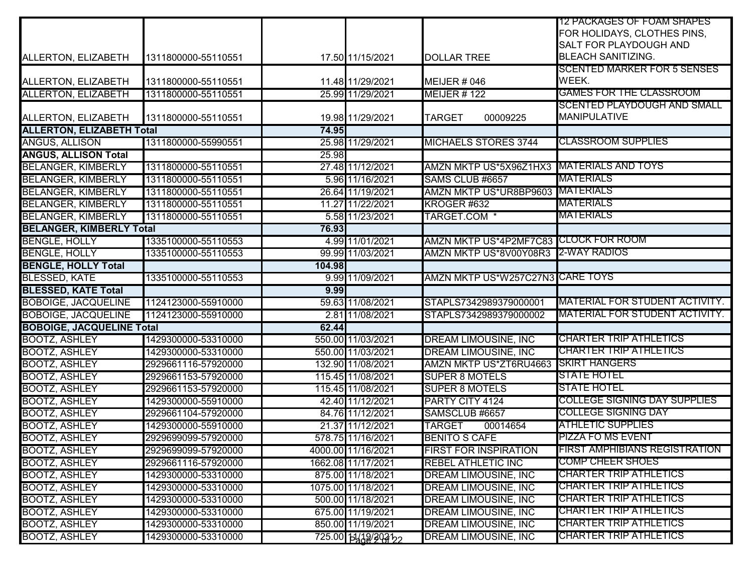| | | | | | | |
|---|---|---|---|---|---|---|
| ALLERTON, ELIZABETH | 1311800000-55110551 | | 17.50 | 11/15/2021 | DOLLAR TREE | 12 PACKAGES OF FOAM SHAPES FOR HOLIDAYS, CLOTHES PINS, SALT FOR PLAYDOUGH AND BLEACH SANITIZING. |
| ALLERTON, ELIZABETH | 1311800000-55110551 | | 11.48 | 11/29/2021 | MEIJER # 046 | SCENTED MARKER FOR 5 SENSES WEEK. |
| ALLERTON, ELIZABETH | 1311800000-55110551 | | 25.99 | 11/29/2021 | MEIJER # 122 | GAMES FOR THE CLASSROOM |
| ALLERTON, ELIZABETH | 1311800000-55110551 | | 19.98 | 11/29/2021 | TARGET 00009225 | SCENTED PLAYDOUGH AND SMALL MANIPULATIVE |
| **ALLERTON, ELIZABETH Total** | | | **74.95** | | | |
| ANGUS, ALLISON | 1311800000-55990551 | | 25.98 | 11/29/2021 | MICHAELS STORES 3744 | CLASSROOM SUPPLIES |
| **ANGUS, ALLISON Total** | | | **25.98** | | | |
| BELANGER, KIMBERLY | 1311800000-55110551 | | 27.48 | 11/12/2021 | AMZN MKTP US*5X96Z1HX3 | MATERIALS AND TOYS |
| BELANGER, KIMBERLY | 1311800000-55110551 | | 5.96 | 11/16/2021 | SAMS CLUB #6657 | MATERIALS |
| BELANGER, KIMBERLY | 1311800000-55110551 | | 26.64 | 11/19/2021 | AMZN MKTP US*UR8BP9603 | MATERIALS |
| BELANGER, KIMBERLY | 1311800000-55110551 | | 11.27 | 11/22/2021 | KROGER #632 | MATERIALS |
| BELANGER, KIMBERLY | 1311800000-55110551 | | 5.58 | 11/23/2021 | TARGET.COM * | MATERIALS |
| **BELANGER, KIMBERLY Total** | | | **76.93** | | | |
| BENGLE, HOLLY | 1335100000-55110553 | | 4.99 | 11/01/2021 | AMZN MKTP US*4P2MF7C83 | CLOCK FOR ROOM |
| BENGLE, HOLLY | 1335100000-55110553 | | 99.99 | 11/03/2021 | AMZN MKTP US*8V00Y08R3 | 2-WAY RADIOS |
| **BENGLE, HOLLY Total** | | | **104.98** | | | |
| BLESSED, KATE | 1335100000-55110553 | | 9.99 | 11/09/2021 | AMZN MKTP US*W257C27N3 | CARE TOYS |
| **BLESSED, KATE Total** | | | **9.99** | | | |
| BOBOIGE, JACQUELINE | 1124123000-55910000 | | 59.63 | 11/08/2021 | STAPLS7342989379000001 | MATERIAL FOR STUDENT ACTIVITY. |
| BOBOIGE, JACQUELINE | 1124123000-55910000 | | 2.81 | 11/08/2021 | STAPLS7342989379000002 | MATERIAL FOR STUDENT ACTIVITY. |
| **BOBOIGE, JACQUELINE Total** | | | **62.44** | | | |
| BOOTZ, ASHLEY | 1429300000-53310000 | | 550.00 | 11/03/2021 | DREAM LIMOUSINE, INC | CHARTER TRIP ATHLETICS |
| BOOTZ, ASHLEY | 1429300000-53310000 | | 550.00 | 11/03/2021 | DREAM LIMOUSINE, INC | CHARTER TRIP ATHLETICS |
| BOOTZ, ASHLEY | 2929661116-57920000 | | 132.90 | 11/08/2021 | AMZN MKTP US*ZT6RU4663 | SKIRT HANGERS |
| BOOTZ, ASHLEY | 2929661153-57920000 | | 115.45 | 11/08/2021 | SUPER 8 MOTELS | STATE HOTEL |
| BOOTZ, ASHLEY | 2929661153-57920000 | | 115.45 | 11/08/2021 | SUPER 8 MOTELS | STATE HOTEL |
| BOOTZ, ASHLEY | 1429300000-55910000 | | 42.40 | 11/12/2021 | PARTY CITY 4124 | COLLEGE SIGNING DAY SUPPLIES |
| BOOTZ, ASHLEY | 2929661104-57920000 | | 84.76 | 11/12/2021 | SAMSCLUB #6657 | COLLEGE SIGNING DAY |
| BOOTZ, ASHLEY | 1429300000-55910000 | | 21.37 | 11/12/2021 | TARGET 00014654 | ATHLETIC SUPPLIES |
| BOOTZ, ASHLEY | 2929699099-57920000 | | 578.75 | 11/16/2021 | BENITO S CAFE | PIZZA FO MS EVENT |
| BOOTZ, ASHLEY | 2929699099-57920000 | | 4000.00 | 11/16/2021 | FIRST FOR INSPIRATION | FIRST AMPHIBIANS REGISTRATION |
| BOOTZ, ASHLEY | 2929661116-57920000 | | 1662.08 | 11/17/2021 | REBEL ATHLETIC INC | COMP CHEER SHOES |
| BOOTZ, ASHLEY | 1429300000-53310000 | | 875.00 | 11/18/2021 | DREAM LIMOUSINE, INC | CHARTER TRIP ATHLETICS |
| BOOTZ, ASHLEY | 1429300000-53310000 | | 1075.00 | 11/18/2021 | DREAM LIMOUSINE, INC | CHARTER TRIP ATHLETICS |
| BOOTZ, ASHLEY | 1429300000-53310000 | | 500.00 | 11/18/2021 | DREAM LIMOUSINE, INC | CHARTER TRIP ATHLETICS |
| BOOTZ, ASHLEY | 1429300000-53310000 | | 675.00 | 11/19/2021 | DREAM LIMOUSINE, INC | CHARTER TRIP ATHLETICS |
| BOOTZ, ASHLEY | 1429300000-53310000 | | 850.00 | 11/19/2021 | DREAM LIMOUSINE, INC | CHARTER TRIP ATHLETICS |
| BOOTZ, ASHLEY | 1429300000-53310000 | | 725.00 | 11/19/2021 | DREAM LIMOUSINE, INC | CHARTER TRIP ATHLETICS |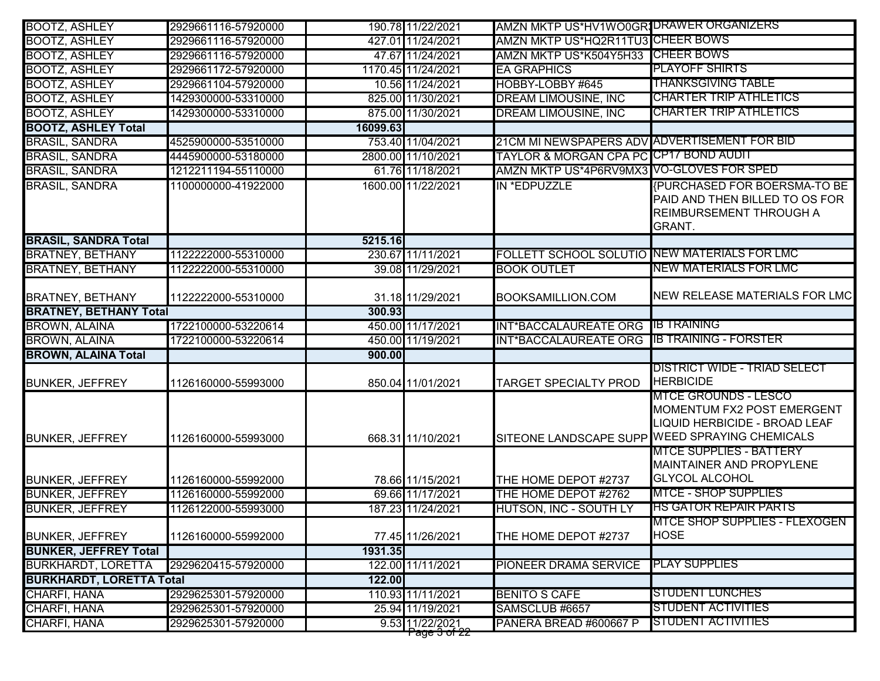| | | | | | |
|---|---|---|---|---|---|
| BOOTZ, ASHLEY | 2929661116-57920000 | 190.78 | 11/22/2021 | AMZN MKTP US*HV1WO0GR | DRAWER ORGANIZERS |
| BOOTZ, ASHLEY | 2929661116-57920000 | 427.01 | 11/24/2021 | AMZN MKTP US*HQ2R11TU3 | CHEER BOWS |
| BOOTZ, ASHLEY | 2929661116-57920000 | 47.67 | 11/24/2021 | AMZN MKTP US*K504Y5H33 | CHEER BOWS |
| BOOTZ, ASHLEY | 2929661172-57920000 | 1170.45 | 11/24/2021 | EA GRAPHICS | PLAYOFF SHIRTS |
| BOOTZ, ASHLEY | 2929661104-57920000 | 10.56 | 11/24/2021 | HOBBY-LOBBY #645 | THANKSGIVING TABLE |
| BOOTZ, ASHLEY | 1429300000-53310000 | 825.00 | 11/30/2021 | DREAM LIMOUSINE, INC | CHARTER TRIP ATHLETICS |
| BOOTZ, ASHLEY | 1429300000-53310000 | 875.00 | 11/30/2021 | DREAM LIMOUSINE, INC | CHARTER TRIP ATHLETICS |
| **BOOTZ, ASHLEY Total** | | **16099.63** | | | |
| BRASIL, SANDRA | 4525900000-53510000 | 753.40 | 11/04/2021 | 21CM MI NEWSPAPERS ADV | ADVERTISEMENT FOR BID |
| BRASIL, SANDRA | 4445900000-53180000 | 2800.00 | 11/10/2021 | TAYLOR & MORGAN CPA PC | CP17 BOND AUDIT |
| BRASIL, SANDRA | 1212211194-55110000 | 61.76 | 11/18/2021 | AMZN MKTP US*4P6RV9MX3 | VO-GLOVES FOR SPED |
| BRASIL, SANDRA | 1100000000-41922000 | 1600.00 | 11/22/2021 | IN *EDPUZZLE | {PURCHASED FOR BOERSMA-TO BE PAID AND THEN BILLED TO OS FOR REIMBURSEMENT THROUGH A GRANT. |
| **BRASIL, SANDRA Total** | | **5215.16** | | | |
| BRATNEY, BETHANY | 1122222000-55310000 | 230.67 | 11/11/2021 | FOLLETT SCHOOL SOLUTIO | NEW MATERIALS FOR LMC |
| BRATNEY, BETHANY | 1122222000-55310000 | 39.08 | 11/29/2021 | BOOK OUTLET | NEW MATERIALS FOR LMC |
| BRATNEY, BETHANY | 1122222000-55310000 | 31.18 | 11/29/2021 | BOOKSAMILLION.COM | NEW RELEASE MATERIALS FOR LMC |
| **BRATNEY, BETHANY Total** | | **300.93** | | | |
| BROWN, ALAINA | 1722100000-53220614 | 450.00 | 11/17/2021 | INT*BACCALAUREATE ORG | IB TRAINING |
| BROWN, ALAINA | 1722100000-53220614 | 450.00 | 11/19/2021 | INT*BACCALAUREATE ORG | IB TRAINING - FORSTER |
| **BROWN, ALAINA Total** | | **900.00** | | | |
| BUNKER, JEFFREY | 1126160000-55993000 | 850.04 | 11/01/2021 | TARGET SPECIALTY PROD | DISTRICT WIDE - TRIAD SELECT HERBICIDE |
| BUNKER, JEFFREY | 1126160000-55993000 | 668.31 | 11/10/2021 | SITEONE LANDSCAPE SUPP | MTCE GROUNDS - LESCO MOMENTUM FX2 POST EMERGENT LIQUID HERBICIDE - BROAD LEAF WEED SPRAYING CHEMICALS |
| BUNKER, JEFFREY | 1126160000-55992000 | 78.66 | 11/15/2021 | THE HOME DEPOT #2737 | MTCE SUPPLIES - BATTERY MAINTAINER AND PROPYLENE GLYCOL ALCOHOL |
| BUNKER, JEFFREY | 1126160000-55992000 | 69.66 | 11/17/2021 | THE HOME DEPOT #2762 | MTCE - SHOP SUPPLIES |
| BUNKER, JEFFREY | 1126122000-55993000 | 187.23 | 11/24/2021 | HUTSON, INC - SOUTH LY | HS GATOR REPAIR PARTS |
| BUNKER, JEFFREY | 1126160000-55992000 | 77.45 | 11/26/2021 | THE HOME DEPOT #2737 | MTCE SHOP SUPPLIES - FLEXOGEN HOSE |
| **BUNKER, JEFFREY Total** | | **1931.35** | | | |
| BURKHARDT, LORETTA | 2929620415-57920000 | 122.00 | 11/11/2021 | PIONEER DRAMA SERVICE | PLAY SUPPLIES |
| **BURKHARDT, LORETTA Total** | | **122.00** | | | |
| CHARFI, HANA | 2929625301-57920000 | 110.93 | 11/11/2021 | BENITO S CAFE | STUDENT LUNCHES |
| CHARFI, HANA | 2929625301-57920000 | 25.94 | 11/19/2021 | SAMSCLUB #6657 | STUDENT ACTIVITIES |
| CHARFI, HANA | 2929625301-57920000 | 9.53 | 11/22/2021 | PANERA BREAD #600667 P | STUDENT ACTIVITIES |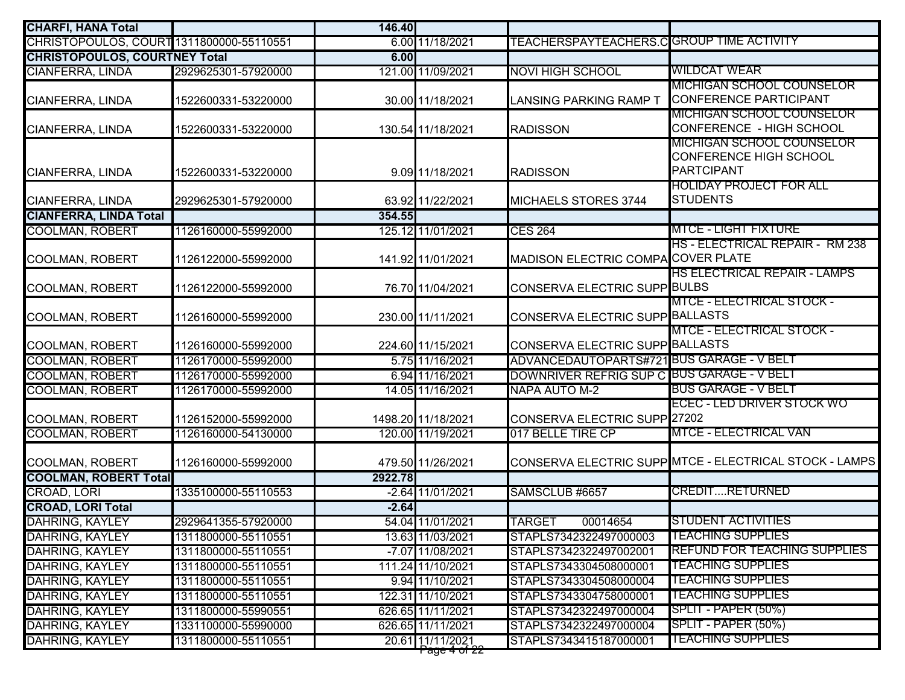| | | | | | |
|---|---|---|---|---|---|
| **CHARFI, HANA Total** | | **146.40** | | | |
| CHRISTOPOULOS, COURT | 1311800000-55110551 | 6.00 | 11/18/2021 | TEACHERSPAYTEACHERS.C | GROUP TIME ACTIVITY |
| **CHRISTOPOULOS, COURTNEY Total** | | **6.00** | | | |
| CIANFERRA, LINDA | 2929625301-57920000 | 121.00 | 11/09/2021 | NOVI HIGH SCHOOL | WILDCAT WEAR |
| CIANFERRA, LINDA | 1522600331-53220000 | 30.00 | 11/18/2021 | LANSING PARKING RAMP T | MICHIGAN SCHOOL COUNSELOR CONFERENCE PARTICIPANT |
| CIANFERRA, LINDA | 1522600331-53220000 | 130.54 | 11/18/2021 | RADISSON | MICHIGAN SCHOOL COUNSELOR CONFERENCE - HIGH SCHOOL |
| CIANFERRA, LINDA | 1522600331-53220000 | 9.09 | 11/18/2021 | RADISSON | MICHIGAN SCHOOL COUNSELOR CONFERENCE HIGH SCHOOL PARTCIPANT |
| CIANFERRA, LINDA | 2929625301-57920000 | 63.92 | 11/22/2021 | MICHAELS STORES 3744 | HOLIDAY PROJECT FOR ALL STUDENTS |
| **CIANFERRA, LINDA Total** | | **354.55** | | | |
| COOLMAN, ROBERT | 1126160000-55992000 | 125.12 | 11/01/2021 | CES 264 | MTCE - LIGHT FIXTURE |
| COOLMAN, ROBERT | 1126122000-55992000 | 141.92 | 11/01/2021 | MADISON ELECTRIC COMPA | HS - ELECTRICAL REPAIR - RM 238 COVER PLATE |
| COOLMAN, ROBERT | 1126122000-55992000 | 76.70 | 11/04/2021 | CONSERVA ELECTRIC SUPP | HS ELECTRICAL REPAIR - LAMPS BULBS |
| COOLMAN, ROBERT | 1126160000-55992000 | 230.00 | 11/11/2021 | CONSERVA ELECTRIC SUPP | MTCE - ELECTRICAL STOCK - BALLASTS |
| COOLMAN, ROBERT | 1126160000-55992000 | 224.60 | 11/15/2021 | CONSERVA ELECTRIC SUPP | MTCE - ELECTRICAL STOCK - BALLASTS |
| COOLMAN, ROBERT | 1126170000-55992000 | 5.75 | 11/16/2021 | ADVANCEDAUTOPARTS#721 | BUS GARAGE - V BELT |
| COOLMAN, ROBERT | 1126170000-55992000 | 6.94 | 11/16/2021 | DOWNRIVER REFRIG SUP C | BUS GARAGE - V BELT |
| COOLMAN, ROBERT | 1126170000-55992000 | 14.05 | 11/16/2021 | NAPA AUTO M-2 | BUS GARAGE - V BELT |
| COOLMAN, ROBERT | 1126152000-55992000 | 1498.20 | 11/18/2021 | CONSERVA ELECTRIC SUPP | ECEC - LED DRIVER STOCK WO 27202 |
| COOLMAN, ROBERT | 1126160000-54130000 | 120.00 | 11/19/2021 | 017 BELLE TIRE CP | MTCE - ELECTRICAL VAN |
| COOLMAN, ROBERT | 1126160000-55992000 | 479.50 | 11/26/2021 | CONSERVA ELECTRIC SUPP | MTCE - ELECTRICAL STOCK - LAMPS |
| **COOLMAN, ROBERT Total** | | **2922.78** | | | |
| CROAD, LORI | 1335100000-55110553 | -2.64 | 11/01/2021 | SAMSCLUB #6657 | CREDIT....RETURNED |
| **CROAD, LORI Total** | | **-2.64** | | | |
| DAHRING, KAYLEY | 2929641355-57920000 | 54.04 | 11/01/2021 | TARGET 00014654 | STUDENT ACTIVITIES |
| DAHRING, KAYLEY | 1311800000-55110551 | 13.63 | 11/03/2021 | STAPLS7342322497000003 | TEACHING SUPPLIES |
| DAHRING, KAYLEY | 1311800000-55110551 | -7.07 | 11/08/2021 | STAPLS7342322497002001 | REFUND FOR TEACHING SUPPLIES |
| DAHRING, KAYLEY | 1311800000-55110551 | 111.24 | 11/10/2021 | STAPLS7343304508000001 | TEACHING SUPPLIES |
| DAHRING, KAYLEY | 1311800000-55110551 | 9.94 | 11/10/2021 | STAPLS7343304508000004 | TEACHING SUPPLIES |
| DAHRING, KAYLEY | 1311800000-55110551 | 122.31 | 11/10/2021 | STAPLS7343304758000001 | TEACHING SUPPLIES |
| DAHRING, KAYLEY | 1311800000-55990551 | 626.65 | 11/11/2021 | STAPLS7342322497000004 | SPLIT - PAPER (50%) |
| DAHRING, KAYLEY | 1331100000-55990000 | 626.65 | 11/11/2021 | STAPLS7342322497000004 | SPLIT - PAPER (50%) |
| DAHRING, KAYLEY | 1311800000-55110551 | 20.61 | 11/11/2021 | STAPLS7343415187000001 | TEACHING SUPPLIES |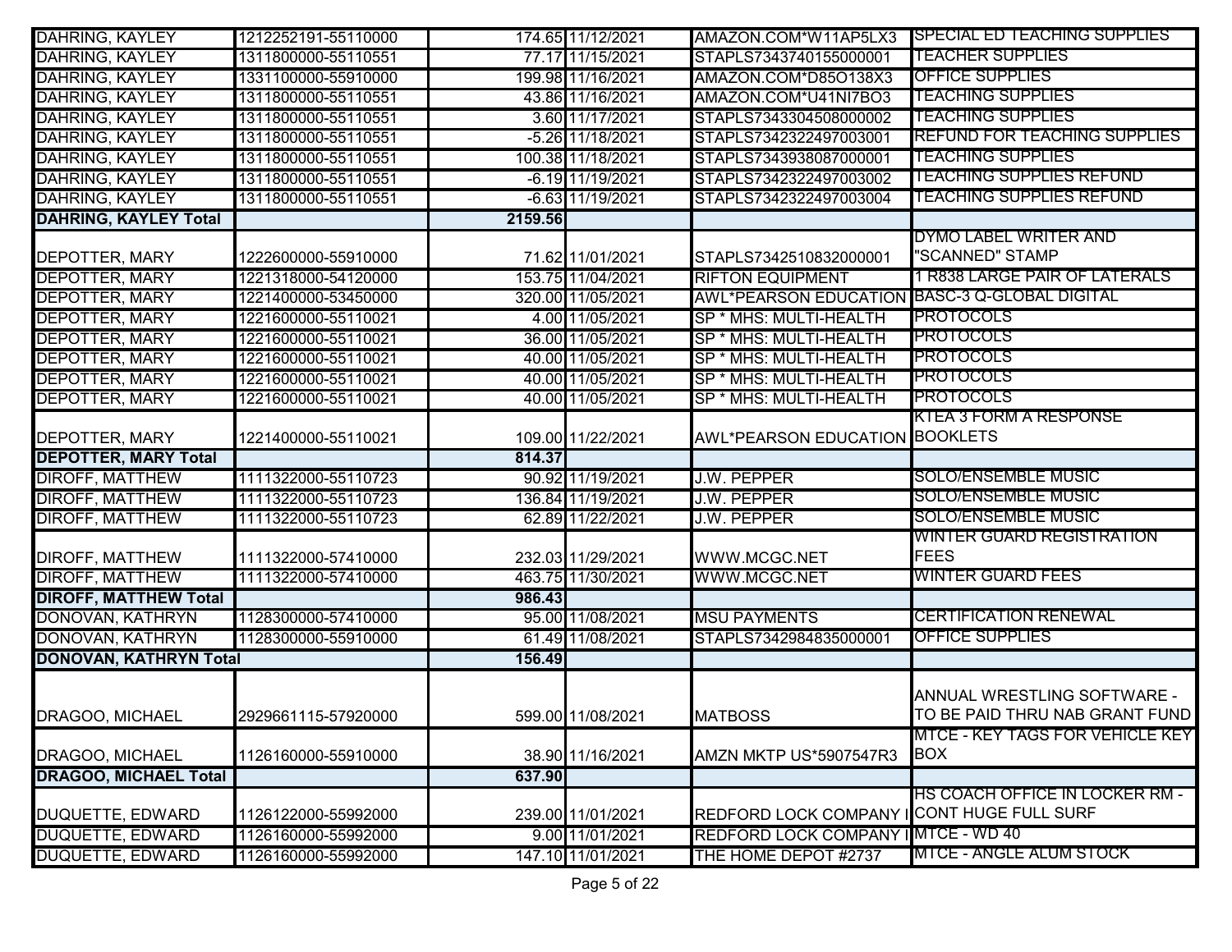| | | | | | |
|---|---|---|---|---|---|
| DAHRING, KAYLEY | 1212252191-55110000 | 174.65 | 11/12/2021 | AMAZON.COM*W11AP5LX3 | SPECIAL ED TEACHING SUPPLIES |
| DAHRING, KAYLEY | 1311800000-55110551 | 77.17 | 11/15/2021 | STAPLS7343740155000001 | TEACHER SUPPLIES |
| DAHRING, KAYLEY | 1331100000-55910000 | 199.98 | 11/16/2021 | AMAZON.COM*D85O138X3 | OFFICE SUPPLIES |
| DAHRING, KAYLEY | 1311800000-55110551 | 43.86 | 11/16/2021 | AMAZON.COM*U41NI7BO3 | TEACHING SUPPLIES |
| DAHRING, KAYLEY | 1311800000-55110551 | 3.60 | 11/17/2021 | STAPLS7343304508000002 | TEACHING SUPPLIES |
| DAHRING, KAYLEY | 1311800000-55110551 | -5.26 | 11/18/2021 | STAPLS7342322497003001 | REFUND FOR TEACHING SUPPLIES |
| DAHRING, KAYLEY | 1311800000-55110551 | 100.38 | 11/18/2021 | STAPLS7343938087000001 | TEACHING SUPPLIES |
| DAHRING, KAYLEY | 1311800000-55110551 | -6.19 | 11/19/2021 | STAPLS7342322497003002 | TEACHING SUPPLIES REFUND |
| DAHRING, KAYLEY | 1311800000-55110551 | -6.63 | 11/19/2021 | STAPLS7342322497003004 | TEACHING SUPPLIES REFUND |
| **DAHRING, KAYLEY Total** | | **2159.56** | | | |
| DEPOTTER, MARY | 1222600000-55910000 | 71.62 | 11/01/2021 | STAPLS7342510832000001 | DYMO LABEL WRITER AND "SCANNED" STAMP |
| DEPOTTER, MARY | 1221318000-54120000 | 153.75 | 11/04/2021 | RIFTON EQUIPMENT | 1 R838 LARGE PAIR OF LATERALS |
| DEPOTTER, MARY | 1221400000-53450000 | 320.00 | 11/05/2021 | AWL*PEARSON EDUCATION | BASC-3 Q-GLOBAL DIGITAL |
| DEPOTTER, MARY | 1221600000-55110021 | 4.00 | 11/05/2021 | SP * MHS: MULTI-HEALTH | PROTOCOLS |
| DEPOTTER, MARY | 1221600000-55110021 | 36.00 | 11/05/2021 | SP * MHS: MULTI-HEALTH | PROTOCOLS |
| DEPOTTER, MARY | 1221600000-55110021 | 40.00 | 11/05/2021 | SP * MHS: MULTI-HEALTH | PROTOCOLS |
| DEPOTTER, MARY | 1221600000-55110021 | 40.00 | 11/05/2021 | SP * MHS: MULTI-HEALTH | PROTOCOLS |
| DEPOTTER, MARY | 1221600000-55110021 | 40.00 | 11/05/2021 | SP * MHS: MULTI-HEALTH | PROTOCOLS |
| DEPOTTER, MARY | 1221400000-55110021 | 109.00 | 11/22/2021 | AWL*PEARSON EDUCATION | KTEA 3 FORM A RESPONSE BOOKLETS |
| **DEPOTTER, MARY Total** | | **814.37** | | | |
| DIROFF, MATTHEW | 1111322000-55110723 | 90.92 | 11/19/2021 | J.W. PEPPER | SOLO/ENSEMBLE MUSIC |
| DIROFF, MATTHEW | 1111322000-55110723 | 136.84 | 11/19/2021 | J.W. PEPPER | SOLO/ENSEMBLE MUSIC |
| DIROFF, MATTHEW | 1111322000-55110723 | 62.89 | 11/22/2021 | J.W. PEPPER | SOLO/ENSEMBLE MUSIC |
| DIROFF, MATTHEW | 1111322000-57410000 | 232.03 | 11/29/2021 | WWW.MCGC.NET | WINTER GUARD REGISTRATION FEES |
| DIROFF, MATTHEW | 1111322000-57410000 | 463.75 | 11/30/2021 | WWW.MCGC.NET | WINTER GUARD FEES |
| **DIROFF, MATTHEW Total** | | **986.43** | | | |
| DONOVAN, KATHRYN | 1128300000-57410000 | 95.00 | 11/08/2021 | MSU PAYMENTS | CERTIFICATION RENEWAL |
| DONOVAN, KATHRYN | 1128300000-55910000 | 61.49 | 11/08/2021 | STAPLS7342984835000001 | OFFICE SUPPLIES |
| **DONOVAN, KATHRYN Total** | | **156.49** | | | |
| DRAGOO, MICHAEL | 2929661115-57920000 | 599.00 | 11/08/2021 | MATBOSS | ANNUAL WRESTLING SOFTWARE - TO BE PAID THRU NAB GRANT FUND |
| DRAGOO, MICHAEL | 1126160000-55910000 | 38.90 | 11/16/2021 | AMZN MKTP US*5907547R3 | MTCE - KEY TAGS FOR VEHICLE KEY BOX |
| **DRAGOO, MICHAEL Total** | | **637.90** | | | |
| DUQUETTE, EDWARD | 1126122000-55992000 | 239.00 | 11/01/2021 | REDFORD LOCK COMPANY I | HS COACH OFFICE IN LOCKER RM - CONT HUGE FULL SURF |
| DUQUETTE, EDWARD | 1126160000-55992000 | 9.00 | 11/01/2021 | REDFORD LOCK COMPANY I | MTCE - WD 40 |
| DUQUETTE, EDWARD | 1126160000-55992000 | 147.10 | 11/01/2021 | THE HOME DEPOT #2737 | MTCE - ANGLE ALUM STOCK |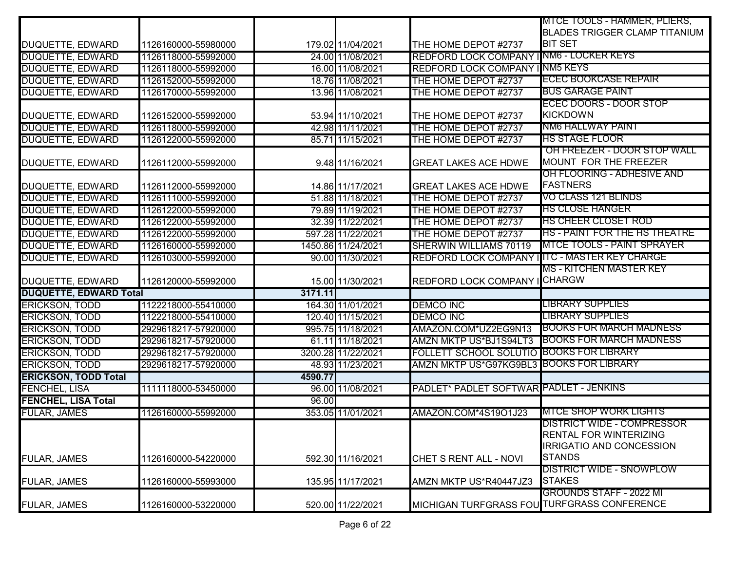| | | | | | |
|---|---|---|---|---|---|
| DUQUETTE, EDWARD | 1126160000-55980000 | | 179.02 | 11/04/2021 | THE HOME DEPOT #2737 | MTCE TOOLS - HAMMER, PLIERS, BLADES TRIGGER CLAMP TITANIUM BIT SET |
| DUQUETTE, EDWARD | 1126118000-55992000 | | 24.00 | 11/08/2021 | REDFORD LOCK COMPANY I | NM6 - LOCKER KEYS |
| DUQUETTE, EDWARD | 1126118000-55992000 | | 16.00 | 11/08/2021 | REDFORD LOCK COMPANY I | NM5 KEYS |
| DUQUETTE, EDWARD | 1126152000-55992000 | | 18.76 | 11/08/2021 | THE HOME DEPOT #2737 | ECEC BOOKCASE REPAIR |
| DUQUETTE, EDWARD | 1126170000-55992000 | | 13.96 | 11/08/2021 | THE HOME DEPOT #2737 | BUS GARAGE PAINT |
| DUQUETTE, EDWARD | 1126152000-55992000 | | 53.94 | 11/10/2021 | THE HOME DEPOT #2737 | ECEC DOORS - DOOR STOP KICKDOWN |
| DUQUETTE, EDWARD | 1126118000-55992000 | | 42.98 | 11/11/2021 | THE HOME DEPOT #2737 | NM6 HALLWAY PAINT |
| DUQUETTE, EDWARD | 1126122000-55992000 | | 85.71 | 11/15/2021 | THE HOME DEPOT #2737 | HS STAGE FLOOR |
| DUQUETTE, EDWARD | 1126112000-55992000 | | 9.48 | 11/16/2021 | GREAT LAKES ACE HDWE | OH FREEZER - DOOR STOP WALL MOUNT FOR THE FREEZER |
| DUQUETTE, EDWARD | 1126112000-55992000 | | 14.86 | 11/17/2021 | GREAT LAKES ACE HDWE | OH FLOORING - ADHESIVE AND FASTNERS |
| DUQUETTE, EDWARD | 1126111000-55992000 | | 51.88 | 11/18/2021 | THE HOME DEPOT #2737 | VO CLASS 121 BLINDS |
| DUQUETTE, EDWARD | 1126122000-55992000 | | 79.89 | 11/19/2021 | THE HOME DEPOT #2737 | HS CLOSE HANGER |
| DUQUETTE, EDWARD | 1126122000-55992000 | | 32.39 | 11/22/2021 | THE HOME DEPOT #2737 | HS CHEER CLOSET ROD |
| DUQUETTE, EDWARD | 1126122000-55992000 | | 597.28 | 11/22/2021 | THE HOME DEPOT #2737 | HS - PAINT FOR THE HS THEATRE |
| DUQUETTE, EDWARD | 1126160000-55992000 | | 1450.86 | 11/24/2021 | SHERWIN WILLIAMS 70119 | MTCE TOOLS - PAINT SPRAYER |
| DUQUETTE, EDWARD | 1126103000-55992000 | | 90.00 | 11/30/2021 | REDFORD LOCK COMPANY I | ITC - MASTER KEY CHARGE |
| DUQUETTE, EDWARD | 1126120000-55992000 | | 15.00 | 11/30/2021 | REDFORD LOCK COMPANY I | MS - KITCHEN MASTER KEY CHARGW |
| **DUQUETTE, EDWARD Total** | | 3171.11 | | | | |
| ERICKSON, TODD | 1122218000-55410000 | | 164.30 | 11/01/2021 | DEMCO INC | LIBRARY SUPPLIES |
| ERICKSON, TODD | 1122218000-55410000 | | 120.40 | 11/15/2021 | DEMCO INC | LIBRARY SUPPLIES |
| ERICKSON, TODD | 2929618217-57920000 | | 995.75 | 11/18/2021 | AMAZON.COM*UZ2EG9N13 | BOOKS FOR MARCH MADNESS |
| ERICKSON, TODD | 2929618217-57920000 | | 61.11 | 11/18/2021 | AMZN MKTP US*BJ1S94LT3 | BOOKS FOR MARCH MADNESS |
| ERICKSON, TODD | 2929618217-57920000 | | 3200.28 | 11/22/2021 | FOLLETT SCHOOL SOLUTIO | BOOKS FOR LIBRARY |
| ERICKSON, TODD | 2929618217-57920000 | | 48.93 | 11/23/2021 | AMZN MKTP US*G97KG9BL3 | BOOKS FOR LIBRARY |
| **ERICKSON, TODD Total** | | 4590.77 | | | | |
| FENCHEL, LISA | 1111118000-53450000 | | 96.00 | 11/08/2021 | PADLET* PADLET SOFTWAR | PADLET - JENKINS |
| **FENCHEL, LISA Total** | | 96.00 | | | | |
| FULAR, JAMES | 1126160000-55992000 | | 353.05 | 11/01/2021 | AMAZON.COM*4S19O1J23 | MTCE SHOP WORK LIGHTS |
| FULAR, JAMES | 1126160000-54220000 | | 592.30 | 11/16/2021 | CHET S RENT ALL - NOVI | DISTRICT WIDE - COMPRESSOR RENTAL FOR WINTERIZING IRRIGATIO AND CONCESSION STANDS |
| FULAR, JAMES | 1126160000-55993000 | | 135.95 | 11/17/2021 | AMZN MKTP US*R40447JZ3 | DISTRICT WIDE - SNOWPLOW STAKES |
| FULAR, JAMES | 1126160000-53220000 | | 520.00 | 11/22/2021 | MICHIGAN TURFGRASS FOU | GROUNDS STAFF - 2022 MI TURFGRASS CONFERENCE |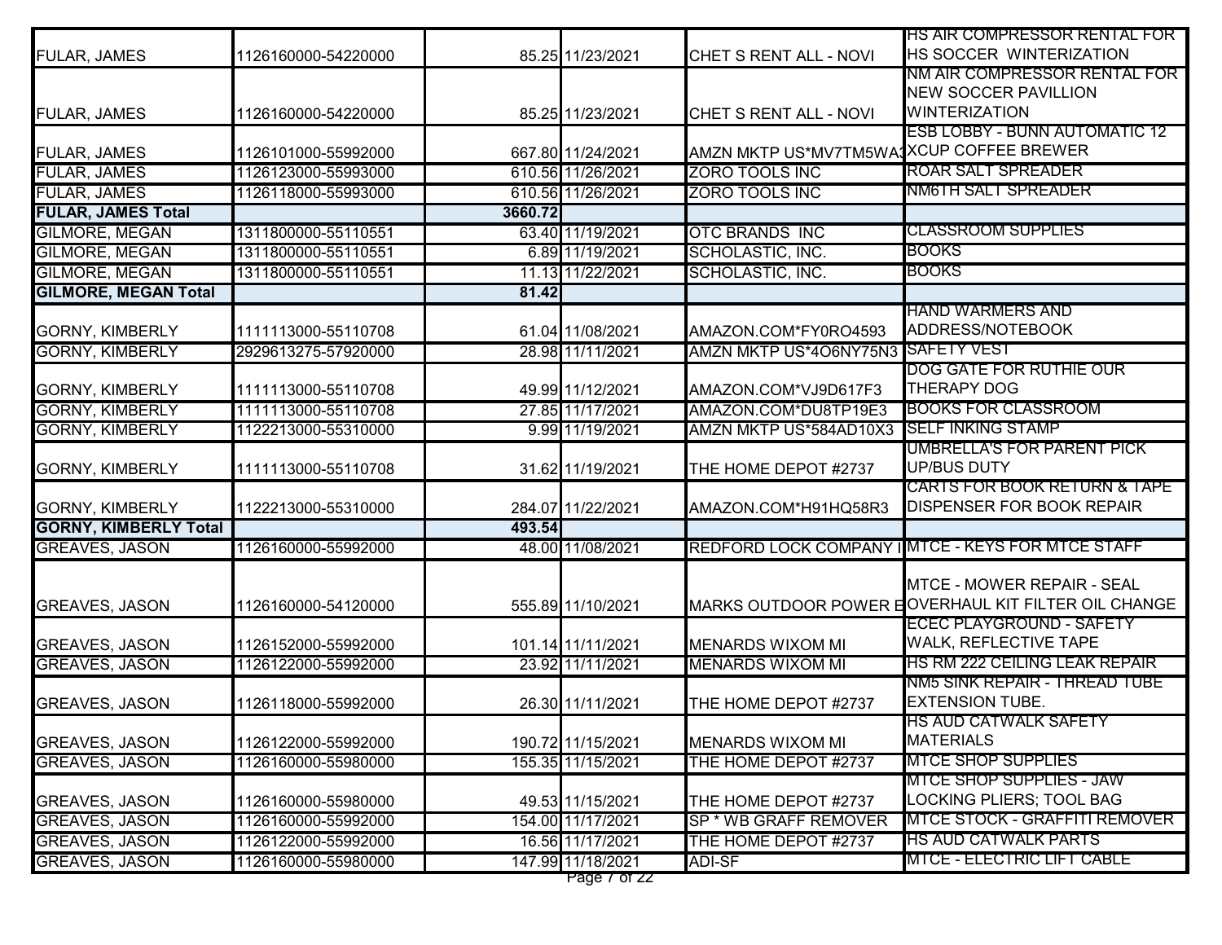| | | | | | |
|---|---|---|---|---|---|
| FULAR, JAMES | 1126160000-54220000 | 85.25 | 11/23/2021 | CHET S RENT ALL - NOVI | HS AIR COMPRESSOR RENTAL FOR HS SOCCER WINTERIZATION |
| FULAR, JAMES | 1126160000-54220000 | 85.25 | 11/23/2021 | CHET S RENT ALL - NOVI | NM AIR COMPRESSOR RENTAL FOR NEW SOCCER PAVILLION WINTERIZATION |
| FULAR, JAMES | 1126101000-55992000 | 667.80 | 11/24/2021 | AMZN MKTP US*MV7TM5WA3 | ESB LOBBY - BUNN AUTOMATIC 12 XCUP COFFEE BREWER |
| FULAR, JAMES | 1126123000-55993000 | 610.56 | 11/26/2021 | ZORO TOOLS INC | ROAR SALT SPREADER |
| FULAR, JAMES | 1126118000-55993000 | 610.56 | 11/26/2021 | ZORO TOOLS INC | NM6TH SALT SPREADER |
| **FULAR, JAMES Total** | | **3660.72** | | | |
| GILMORE, MEGAN | 1311800000-55110551 | 63.40 | 11/19/2021 | OTC BRANDS INC | CLASSROOM SUPPLIES |
| GILMORE, MEGAN | 1311800000-55110551 | 6.89 | 11/19/2021 | SCHOLASTIC, INC. | BOOKS |
| GILMORE, MEGAN | 1311800000-55110551 | 11.13 | 11/22/2021 | SCHOLASTIC, INC. | BOOKS |
| **GILMORE, MEGAN Total** | | **81.42** | | | |
| GORNY, KIMBERLY | 1111113000-55110708 | 61.04 | 11/08/2021 | AMAZON.COM*FY0RO4593 | HAND WARMERS AND ADDRESS/NOTEBOOK |
| GORNY, KIMBERLY | 2929613275-57920000 | 28.98 | 11/11/2021 | AMZN MKTP US*4O6NY75N3 | SAFETY VEST |
| GORNY, KIMBERLY | 1111113000-55110708 | 49.99 | 11/12/2021 | AMAZON.COM*VJ9D617F3 | DOG GATE FOR RUTHIE OUR THERAPY DOG |
| GORNY, KIMBERLY | 1111113000-55110708 | 27.85 | 11/17/2021 | AMAZON.COM*DU8TP19E3 | BOOKS FOR CLASSROOM |
| GORNY, KIMBERLY | 1122213000-55310000 | 9.99 | 11/19/2021 | AMZN MKTP US*584AD10X3 | SELF INKING STAMP |
| GORNY, KIMBERLY | 1111113000-55110708 | 31.62 | 11/19/2021 | THE HOME DEPOT #2737 | UMBRELLA'S FOR PARENT PICK UP/BUS DUTY |
| GORNY, KIMBERLY | 1122213000-55310000 | 284.07 | 11/22/2021 | AMAZON.COM*H91HQ58R3 | CARTS FOR BOOK RETURN & TAPE DISPENSER FOR BOOK REPAIR |
| **GORNY, KIMBERLY Total** | | **493.54** | | | |
| GREAVES, JASON | 1126160000-55992000 | 48.00 | 11/08/2021 | REDFORD LOCK COMPANY I | MTCE - KEYS FOR MTCE STAFF |
| GREAVES, JASON | 1126160000-54120000 | 555.89 | 11/10/2021 | MARKS OUTDOOR POWER E | MTCE - MOWER REPAIR - SEAL OVERHAUL KIT FILTER OIL CHANGE |
| GREAVES, JASON | 1126152000-55992000 | 101.14 | 11/11/2021 | MENARDS WIXOM MI | ECEC PLAYGROUND - SAFETY WALK, REFLECTIVE TAPE |
| GREAVES, JASON | 1126122000-55992000 | 23.92 | 11/11/2021 | MENARDS WIXOM MI | HS RM 222 CEILING LEAK REPAIR |
| GREAVES, JASON | 1126118000-55992000 | 26.30 | 11/11/2021 | THE HOME DEPOT #2737 | NM5 SINK REPAIR - THREAD TUBE EXTENSION TUBE. |
| GREAVES, JASON | 1126122000-55992000 | 190.72 | 11/15/2021 | MENARDS WIXOM MI | HS AUD CATWALK SAFETY MATERIALS |
| GREAVES, JASON | 1126160000-55980000 | 155.35 | 11/15/2021 | THE HOME DEPOT #2737 | MTCE SHOP SUPPLIES |
| GREAVES, JASON | 1126160000-55980000 | 49.53 | 11/15/2021 | THE HOME DEPOT #2737 | MTCE SHOP SUPPLIES - JAW LOCKING PLIERS; TOOL BAG |
| GREAVES, JASON | 1126160000-55992000 | 154.00 | 11/17/2021 | SP * WB GRAFF REMOVER | MTCE STOCK - GRAFFITI REMOVER |
| GREAVES, JASON | 1126122000-55992000 | 16.56 | 11/17/2021 | THE HOME DEPOT #2737 | HS AUD CATWALK PARTS |
| GREAVES, JASON | 1126160000-55980000 | 147.99 | 11/18/2021 | ADI-SF | MTCE - ELECTRIC LIFT CABLE |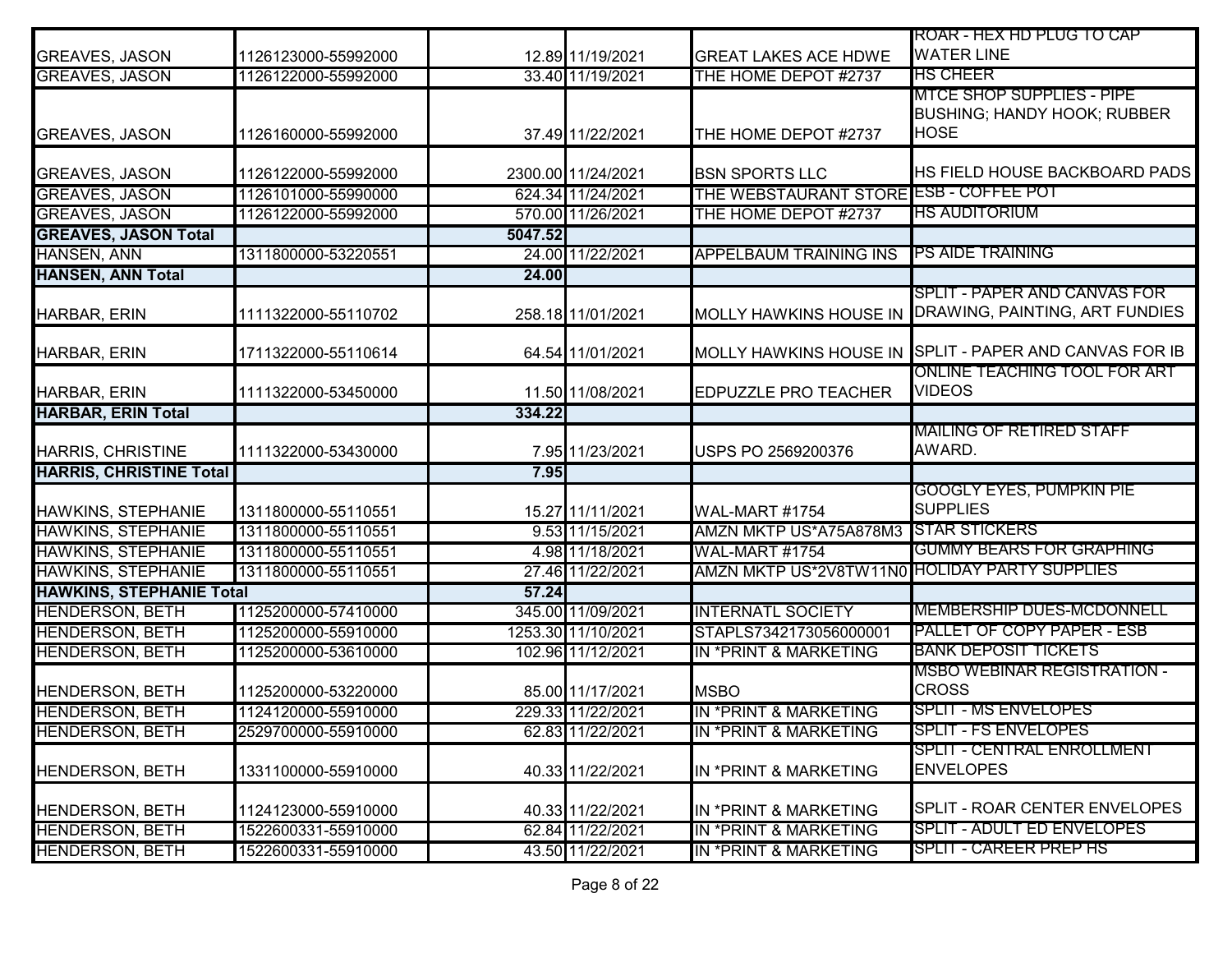| | | | | | |
|---|---|---|---|---|---|
| GREAVES, JASON | 1126123000-55992000 | 12.89 | 11/19/2021 | GREAT LAKES ACE HDWE | ROAR - HEX HD PLUG TO CAP WATER LINE |
| GREAVES, JASON | 1126122000-55992000 | 33.40 | 11/19/2021 | THE HOME DEPOT #2737 | HS CHEER |
| GREAVES, JASON | 1126160000-55992000 | 37.49 | 11/22/2021 | THE HOME DEPOT #2737 | MTCE SHOP SUPPLIES - PIPE BUSHING; HANDY HOOK; RUBBER HOSE |
| GREAVES, JASON | 1126122000-55992000 | 2300.00 | 11/24/2021 | BSN SPORTS LLC | HS FIELD HOUSE BACKBOARD PADS |
| GREAVES, JASON | 1126101000-55990000 | 624.34 | 11/24/2021 | THE WEBSTAURANT STORE | ESB - COFFEE POT |
| GREAVES, JASON | 1126122000-55992000 | 570.00 | 11/26/2021 | THE HOME DEPOT #2737 | HS AUDITORIUM |
| **GREAVES, JASON Total** | | **5047.52** | | | |
| HANSEN, ANN | 1311800000-53220551 | 24.00 | 11/22/2021 | APPELBAUM TRAINING INS | PS AIDE TRAINING |
| **HANSEN, ANN Total** | | **24.00** | | | |
| HARBAR, ERIN | 1111322000-55110702 | 258.18 | 11/01/2021 | MOLLY HAWKINS HOUSE IN | SPLIT - PAPER AND CANVAS FOR DRAWING, PAINTING, ART FUNDIES |
| HARBAR, ERIN | 1711322000-55110614 | 64.54 | 11/01/2021 | MOLLY HAWKINS HOUSE IN | SPLIT - PAPER AND CANVAS FOR IB |
| HARBAR, ERIN | 1111322000-53450000 | 11.50 | 11/08/2021 | EDPUZZLE PRO TEACHER | ONLINE TEACHING TOOL FOR ART VIDEOS |
| **HARBAR, ERIN Total** | | **334.22** | | | |
| HARRIS, CHRISTINE | 1111322000-53430000 | 7.95 | 11/23/2021 | USPS PO 2569200376 | MAILING OF RETIRED STAFF AWARD. |
| **HARRIS, CHRISTINE Total** | | **7.95** | | | |
| HAWKINS, STEPHANIE | 1311800000-55110551 | 15.27 | 11/11/2021 | WAL-MART #1754 | GOOGLY EYES, PUMPKIN PIE SUPPLIES |
| HAWKINS, STEPHANIE | 1311800000-55110551 | 9.53 | 11/15/2021 | AMZN MKTP US*A75A878M3 | STAR STICKERS |
| HAWKINS, STEPHANIE | 1311800000-55110551 | 4.98 | 11/18/2021 | WAL-MART #1754 | GUMMY BEARS FOR GRAPHING |
| HAWKINS, STEPHANIE | 1311800000-55110551 | 27.46 | 11/22/2021 | AMZN MKTP US*2V8TW11N0 | HOLIDAY PARTY SUPPLIES |
| **HAWKINS, STEPHANIE Total** | | **57.24** | | | |
| HENDERSON, BETH | 1125200000-57410000 | 345.00 | 11/09/2021 | INTERNATL SOCIETY | MEMBERSHIP DUES-MCDONNELL |
| HENDERSON, BETH | 1125200000-55910000 | 1253.30 | 11/10/2021 | STAPLS7342173056000001 | PALLET OF COPY PAPER - ESB |
| HENDERSON, BETH | 1125200000-53610000 | 102.96 | 11/12/2021 | IN *PRINT & MARKETING | BANK DEPOSIT TICKETS |
| HENDERSON, BETH | 1125200000-53220000 | 85.00 | 11/17/2021 | MSBO | MSBO WEBINAR REGISTRATION - CROSS |
| HENDERSON, BETH | 1124120000-55910000 | 229.33 | 11/22/2021 | IN *PRINT & MARKETING | SPLIT - MS ENVELOPES |
| HENDERSON, BETH | 2529700000-55910000 | 62.83 | 11/22/2021 | IN *PRINT & MARKETING | SPLIT - FS ENVELOPES |
| HENDERSON, BETH | 1331100000-55910000 | 40.33 | 11/22/2021 | IN *PRINT & MARKETING | SPLIT - CENTRAL ENROLLMENT ENVELOPES |
| HENDERSON, BETH | 1124123000-55910000 | 40.33 | 11/22/2021 | IN *PRINT & MARKETING | SPLIT - ROAR CENTER ENVELOPES |
| HENDERSON, BETH | 1522600331-55910000 | 62.84 | 11/22/2021 | IN *PRINT & MARKETING | SPLIT - ADULT ED ENVELOPES |
| HENDERSON, BETH | 1522600331-55910000 | 43.50 | 11/22/2021 | IN *PRINT & MARKETING | SPLIT - CAREER PREP HS |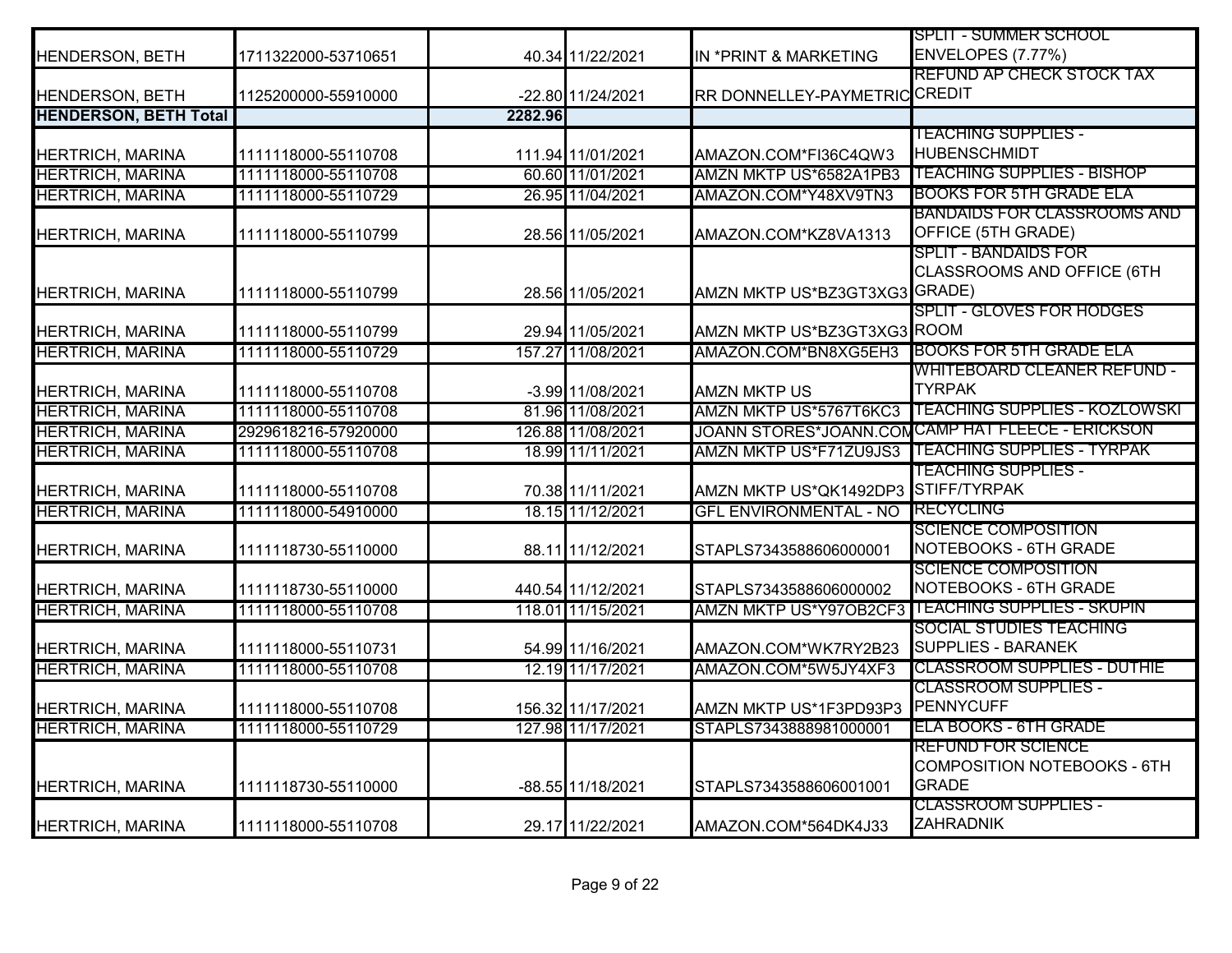| | | | | | |
|---|---|---|---|---|---|
| HENDERSON, BETH | 1711322000-53710651 | 40.34 | 11/22/2021 | IN *PRINT & MARKETING | SPLIT - SUMMER SCHOOL ENVELOPES (7.77%) |
| HENDERSON, BETH | 1125200000-55910000 | -22.80 | 11/24/2021 | RR DONNELLEY-PAYMETRIC | REFUND AP CHECK STOCK TAX CREDIT |
| **HENDERSON, BETH Total** | | **2282.96** | | | |
| HERTRICH, MARINA | 1111118000-55110708 | 111.94 | 11/01/2021 | AMAZON.COM*FI36C4QW3 | TEACHING SUPPLIES - HUBENSCHMIDT |
| HERTRICH, MARINA | 1111118000-55110708 | 60.60 | 11/01/2021 | AMZN MKTP US*6582A1PB3 | TEACHING SUPPLIES - BISHOP |
| HERTRICH, MARINA | 1111118000-55110729 | 26.95 | 11/04/2021 | AMAZON.COM*Y48XV9TN3 | BOOKS FOR 5TH GRADE ELA |
| HERTRICH, MARINA | 1111118000-55110799 | 28.56 | 11/05/2021 | AMAZON.COM*KZ8VA1313 | BANDAIDS FOR CLASSROOMS AND OFFICE (5TH GRADE) |
| HERTRICH, MARINA | 1111118000-55110799 | 28.56 | 11/05/2021 | AMZN MKTP US*BZ3GT3XG3 | SPLIT - BANDAIDS FOR CLASSROOMS AND OFFICE (6TH GRADE) |
| HERTRICH, MARINA | 1111118000-55110799 | 29.94 | 11/05/2021 | AMZN MKTP US*BZ3GT3XG3 | SPLIT - GLOVES FOR HODGES ROOM |
| HERTRICH, MARINA | 1111118000-55110729 | 157.27 | 11/08/2021 | AMAZON.COM*BN8XG5EH3 | BOOKS FOR 5TH GRADE ELA |
| HERTRICH, MARINA | 1111118000-55110708 | -3.99 | 11/08/2021 | AMZN MKTP US | WHITEBOARD CLEANER REFUND - TYRPAK |
| HERTRICH, MARINA | 1111118000-55110708 | 81.96 | 11/08/2021 | AMZN MKTP US*5767T6KC3 | TEACHING SUPPLIES - KOZLOWSKI |
| HERTRICH, MARINA | 2929618216-57920000 | 126.88 | 11/08/2021 | JOANN STORES*JOANN.COM | CAMP HAT FLEECE - ERICKSON |
| HERTRICH, MARINA | 1111118000-55110708 | 18.99 | 11/11/2021 | AMZN MKTP US*F71ZU9JS3 | TEACHING SUPPLIES - TYRPAK |
| HERTRICH, MARINA | 1111118000-55110708 | 70.38 | 11/11/2021 | AMZN MKTP US*QK1492DP3 | TEACHING SUPPLIES - STIFF/TYRPAK |
| HERTRICH, MARINA | 1111118000-54910000 | 18.15 | 11/12/2021 | GFL ENVIRONMENTAL - NO | RECYCLING |
| HERTRICH, MARINA | 1111118730-55110000 | 88.11 | 11/12/2021 | STAPLS7343588606000001 | SCIENCE COMPOSITION NOTEBOOKS - 6TH GRADE |
| HERTRICH, MARINA | 1111118730-55110000 | 440.54 | 11/12/2021 | STAPLS7343588606000002 | SCIENCE COMPOSITION NOTEBOOKS - 6TH GRADE |
| HERTRICH, MARINA | 1111118000-55110708 | 118.01 | 11/15/2021 | AMZN MKTP US*Y97OB2CF3 | TEACHING SUPPLIES - SKUPIN |
| HERTRICH, MARINA | 1111118000-55110731 | 54.99 | 11/16/2021 | AMAZON.COM*WK7RY2B23 | SOCIAL STUDIES TEACHING SUPPLIES - BARANEK |
| HERTRICH, MARINA | 1111118000-55110708 | 12.19 | 11/17/2021 | AMAZON.COM*5W5JY4XF3 | CLASSROOM SUPPLIES - DUTHIE |
| HERTRICH, MARINA | 1111118000-55110708 | 156.32 | 11/17/2021 | AMZN MKTP US*1F3PD93P3 | CLASSROOM SUPPLIES - PENNYCUFF |
| HERTRICH, MARINA | 1111118000-55110729 | 127.98 | 11/17/2021 | STAPLS7343888981000001 | ELA BOOKS - 6TH GRADE |
| HERTRICH, MARINA | 1111118730-55110000 | -88.55 | 11/18/2021 | STAPLS7343588606001001 | REFUND FOR SCIENCE COMPOSITION NOTEBOOKS - 6TH GRADE |
| HERTRICH, MARINA | 1111118000-55110708 | 29.17 | 11/22/2021 | AMAZON.COM*564DK4J33 | CLASSROOM SUPPLIES - ZAHRADNIK |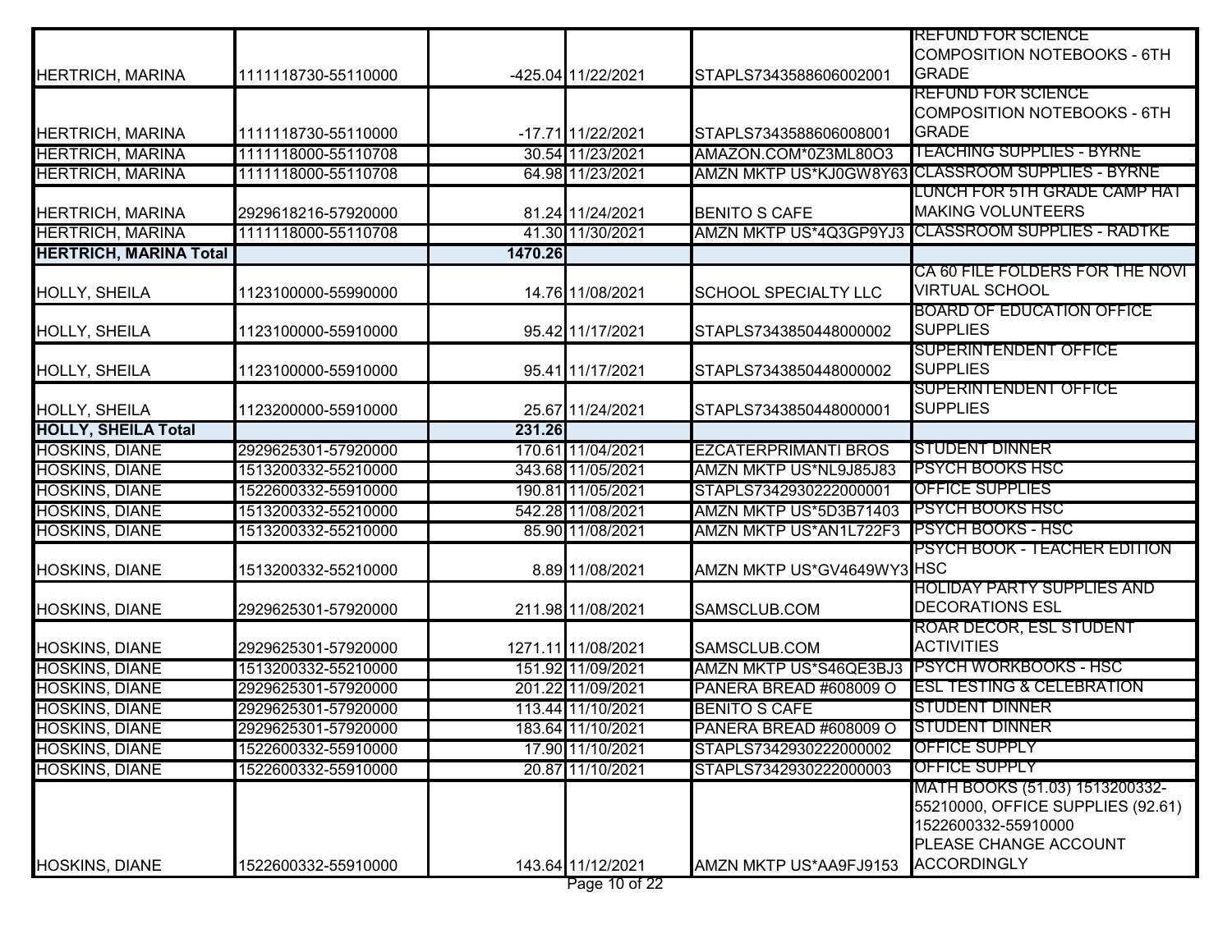| | | | | | |
|---|---|---|---|---|---|
| HERTRICH, MARINA | 1111118730-55110000 | -425.04 | 11/22/2021 | STAPLS7343588606002001 | REFUND FOR SCIENCE COMPOSITION NOTEBOOKS - 6TH GRADE |
| HERTRICH, MARINA | 1111118730-55110000 | -17.71 | 11/22/2021 | STAPLS7343588606008001 | REFUND FOR SCIENCE COMPOSITION NOTEBOOKS - 6TH GRADE |
| HERTRICH, MARINA | 1111118000-55110708 | 30.54 | 11/23/2021 | AMAZON.COM*0Z3ML80O3 | TEACHING SUPPLIES - BYRNE |
| HERTRICH, MARINA | 1111118000-55110708 | 64.98 | 11/23/2021 | AMZN MKTP US*KJ0GW8Y63 | CLASSROOM SUPPLIES - BYRNE |
| HERTRICH, MARINA | 2929618216-57920000 | 81.24 | 11/24/2021 | BENITO S CAFE | LUNCH FOR 5TH GRADE CAMP HAT MAKING VOLUNTEERS |
| HERTRICH, MARINA | 1111118000-55110708 | 41.30 | 11/30/2021 | AMZN MKTP US*4Q3GP9YJ3 | CLASSROOM SUPPLIES - RADTKE |
| **HERTRICH, MARINA Total** | | **1470.26** | | | |
| HOLLY, SHEILA | 1123100000-55990000 | 14.76 | 11/08/2021 | SCHOOL SPECIALTY LLC | CA 60 FILE FOLDERS FOR THE NOVI VIRTUAL SCHOOL |
| HOLLY, SHEILA | 1123100000-55910000 | 95.42 | 11/17/2021 | STAPLS7343850448000002 | BOARD OF EDUCATION OFFICE SUPPLIES |
| HOLLY, SHEILA | 1123100000-55910000 | 95.41 | 11/17/2021 | STAPLS7343850448000002 | SUPERINTENDENT OFFICE SUPPLIES |
| HOLLY, SHEILA | 1123200000-55910000 | 25.67 | 11/24/2021 | STAPLS7343850448000001 | SUPERINTENDENT OFFICE SUPPLIES |
| **HOLLY, SHEILA Total** | | **231.26** | | | |
| HOSKINS, DIANE | 2929625301-57920000 | 170.61 | 11/04/2021 | EZCATERPRIMANTI BROS | STUDENT DINNER |
| HOSKINS, DIANE | 1513200332-55210000 | 343.68 | 11/05/2021 | AMZN MKTP US*NL9J85J83 | PSYCH BOOKS HSC |
| HOSKINS, DIANE | 1522600332-55910000 | 190.81 | 11/05/2021 | STAPLS7342930222000001 | OFFICE SUPPLIES |
| HOSKINS, DIANE | 1513200332-55210000 | 542.28 | 11/08/2021 | AMZN MKTP US*5D3B71403 | PSYCH BOOKS HSC |
| HOSKINS, DIANE | 1513200332-55210000 | 85.90 | 11/08/2021 | AMZN MKTP US*AN1L722F3 | PSYCH BOOKS - HSC |
| HOSKINS, DIANE | 1513200332-55210000 | 8.89 | 11/08/2021 | AMZN MKTP US*GV4649WY3 | PSYCH BOOK - TEACHER EDITION HSC |
| HOSKINS, DIANE | 2929625301-57920000 | 211.98 | 11/08/2021 | SAMSCLUB.COM | HOLIDAY PARTY SUPPLIES AND DECORATIONS ESL |
| HOSKINS, DIANE | 2929625301-57920000 | 1271.11 | 11/08/2021 | SAMSCLUB.COM | ROAR DECOR, ESL STUDENT ACTIVITIES |
| HOSKINS, DIANE | 1513200332-55210000 | 151.92 | 11/09/2021 | AMZN MKTP US*S46QE3BJ3 | PSYCH WORKBOOKS - HSC |
| HOSKINS, DIANE | 2929625301-57920000 | 201.22 | 11/09/2021 | PANERA BREAD #608009 O | ESL TESTING & CELEBRATION |
| HOSKINS, DIANE | 2929625301-57920000 | 113.44 | 11/10/2021 | BENITO S CAFE | STUDENT DINNER |
| HOSKINS, DIANE | 2929625301-57920000 | 183.64 | 11/10/2021 | PANERA BREAD #608009 O | STUDENT DINNER |
| HOSKINS, DIANE | 1522600332-55910000 | 17.90 | 11/10/2021 | STAPLS7342930222000002 | OFFICE SUPPLY |
| HOSKINS, DIANE | 1522600332-55910000 | 20.87 | 11/10/2021 | STAPLS7342930222000003 | OFFICE SUPPLY |
| HOSKINS, DIANE | 1522600332-55910000 | 143.64 | 11/12/2021 | AMZN MKTP US*AA9FJ9153 | MATH BOOKS (51.03) 1513200332-55210000, OFFICE SUPPLIES (92.61) 1522600332-55910000 PLEASE CHANGE ACCOUNT ACCORDINGLY |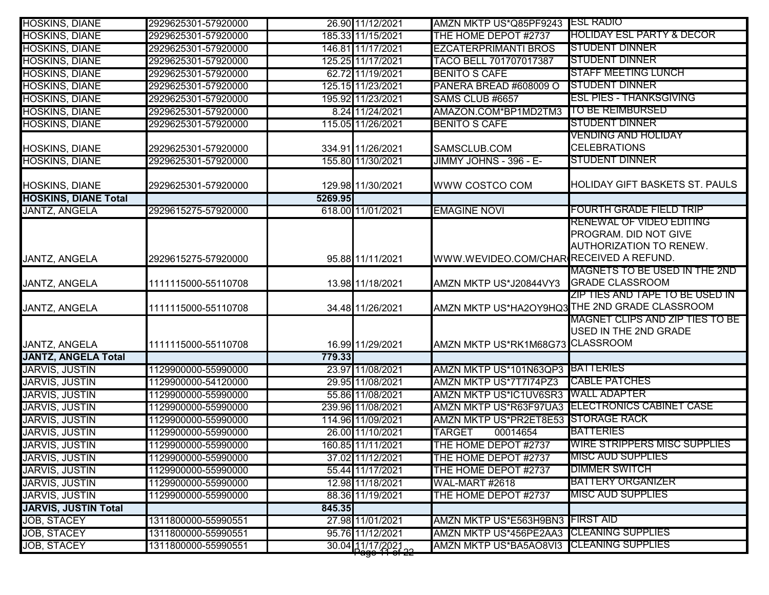| | | | | | |
|---|---|---|---|---|---|
| HOSKINS, DIANE | 2929625301-57920000 | 26.90 | 11/12/2021 | AMZN MKTP US*Q85PF9243 | ESL RADIO |
| HOSKINS, DIANE | 2929625301-57920000 | 185.33 | 11/15/2021 | THE HOME DEPOT #2737 | HOLIDAY ESL PARTY & DECOR |
| HOSKINS, DIANE | 2929625301-57920000 | 146.81 | 11/17/2021 | EZCATERPRIMANTI BROS | STUDENT DINNER |
| HOSKINS, DIANE | 2929625301-57920000 | 125.25 | 11/17/2021 | TACO BELL 701707017387 | STUDENT DINNER |
| HOSKINS, DIANE | 2929625301-57920000 | 62.72 | 11/19/2021 | BENITO S CAFE | STAFF MEETING LUNCH |
| HOSKINS, DIANE | 2929625301-57920000 | 125.15 | 11/23/2021 | PANERA BREAD #608009 O | STUDENT DINNER |
| HOSKINS, DIANE | 2929625301-57920000 | 195.92 | 11/23/2021 | SAMS CLUB #6657 | ESL PIES - THANKSGIVING |
| HOSKINS, DIANE | 2929625301-57920000 | 8.24 | 11/24/2021 | AMAZON.COM*BP1MD2TM3 | TO BE REIMBURSED |
| HOSKINS, DIANE | 2929625301-57920000 | 115.05 | 11/26/2021 | BENITO S CAFE | STUDENT DINNER |
| HOSKINS, DIANE | 2929625301-57920000 | 334.91 | 11/26/2021 | SAMSCLUB.COM | VENDING AND HOLIDAY CELEBRATIONS |
| HOSKINS, DIANE | 2929625301-57920000 | 155.80 | 11/30/2021 | JIMMY JOHNS - 396 - E- | STUDENT DINNER |
| HOSKINS, DIANE | 2929625301-57920000 | 129.98 | 11/30/2021 | WWW COSTCO COM | HOLIDAY GIFT BASKETS ST. PAULS |
| **HOSKINS, DIANE Total** | | **5269.95** | | | |
| JANTZ, ANGELA | 2929615275-57920000 | 618.00 | 11/01/2021 | EMAGINE NOVI | FOURTH GRADE FIELD TRIP |
| JANTZ, ANGELA | 2929615275-57920000 | 95.88 | 11/11/2021 | WWW.WEVIDEO.COM/CHAR | RENEWAL OF VIDEO EDITING PROGRAM. DID NOT GIVE AUTHORIZATION TO RENEW. RECEIVED A REFUND. |
| JANTZ, ANGELA | 1111115000-55110708 | 13.98 | 11/18/2021 | AMZN MKTP US*J20844VY3 | MAGNETS TO BE USED IN THE 2ND GRADE CLASSROOM |
| JANTZ, ANGELA | 1111115000-55110708 | 34.48 | 11/26/2021 | AMZN MKTP US*HA2OY9HQ3 | ZIP TIES AND TAPE TO BE USED IN THE 2ND GRADE CLASSROOM |
| JANTZ, ANGELA | 1111115000-55110708 | 16.99 | 11/29/2021 | AMZN MKTP US*RK1M68G73 | MAGNET CLIPS AND ZIP TIES TO BE USED IN THE 2ND GRADE CLASSROOM |
| **JANTZ, ANGELA Total** | | **779.33** | | | |
| JARVIS, JUSTIN | 1129900000-55990000 | 23.97 | 11/08/2021 | AMZN MKTP US*101N63QP3 | BATTERIES |
| JARVIS, JUSTIN | 1129900000-54120000 | 29.95 | 11/08/2021 | AMZN MKTP US*7T7I74PZ3 | CABLE PATCHES |
| JARVIS, JUSTIN | 1129900000-55990000 | 55.86 | 11/08/2021 | AMZN MKTP US*IC1UV6SR3 | WALL ADAPTER |
| JARVIS, JUSTIN | 1129900000-55990000 | 239.96 | 11/08/2021 | AMZN MKTP US*R63F97UA3 | ELECTRONICS CABINET CASE |
| JARVIS, JUSTIN | 1129900000-55990000 | 114.96 | 11/09/2021 | AMZN MKTP US*PR2ET8E53 | STORAGE RACK |
| JARVIS, JUSTIN | 1129900000-55990000 | 26.00 | 11/10/2021 | TARGET 00014654 | BATTERIES |
| JARVIS, JUSTIN | 1129900000-55990000 | 160.85 | 11/11/2021 | THE HOME DEPOT #2737 | WIRE STRIPPERS MISC SUPPLIES |
| JARVIS, JUSTIN | 1129900000-55990000 | 37.02 | 11/12/2021 | THE HOME DEPOT #2737 | MISC AUD SUPPLIES |
| JARVIS, JUSTIN | 1129900000-55990000 | 55.44 | 11/17/2021 | THE HOME DEPOT #2737 | DIMMER SWITCH |
| JARVIS, JUSTIN | 1129900000-55990000 | 12.98 | 11/18/2021 | WAL-MART #2618 | BATTERY ORGANIZER |
| JARVIS, JUSTIN | 1129900000-55990000 | 88.36 | 11/19/2021 | THE HOME DEPOT #2737 | MISC AUD SUPPLIES |
| **JARVIS, JUSTIN Total** | | **845.35** | | | |
| JOB, STACEY | 1311800000-55990551 | 27.98 | 11/01/2021 | AMZN MKTP US*E563H9BN3 | FIRST AID |
| JOB, STACEY | 1311800000-55990551 | 95.76 | 11/12/2021 | AMZN MKTP US*456PE2AA3 | CLEANING SUPPLIES |
| JOB, STACEY | 1311800000-55990551 | 30.04 | 11/17/2021 | AMZN MKTP US*BA5AO8VI3 | CLEANING SUPPLIES |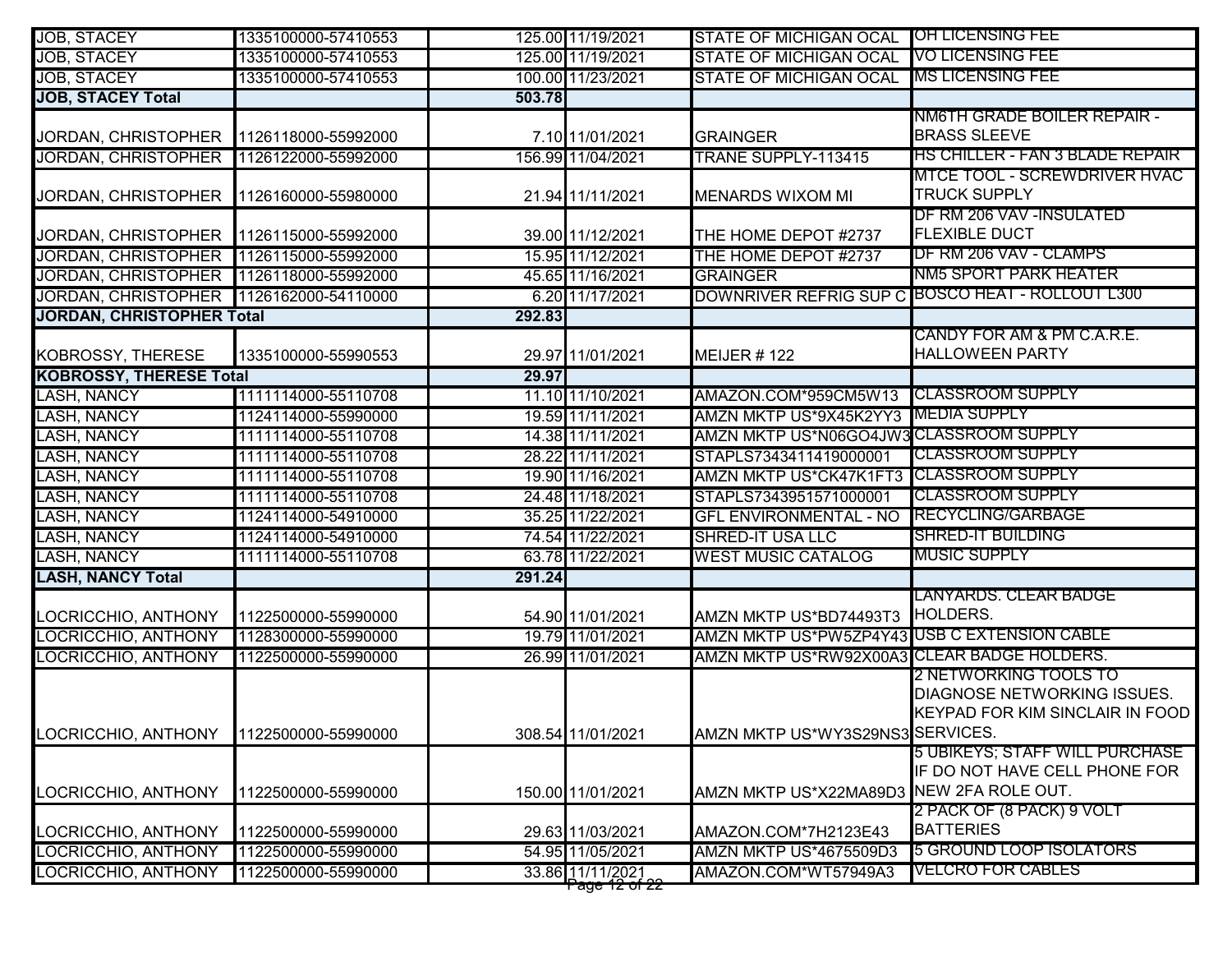| | | | | | |
|---|---|---|---|---|---|
| JOB, STACEY | 1335100000-57410553 | 125.00 | 11/19/2021 | STATE OF MICHIGAN OCAL | OH LICENSING FEE |
| JOB, STACEY | 1335100000-57410553 | 125.00 | 11/19/2021 | STATE OF MICHIGAN OCAL | VO LICENSING FEE |
| JOB, STACEY | 1335100000-57410553 | 100.00 | 11/23/2021 | STATE OF MICHIGAN OCAL | MS LICENSING FEE |
| **JOB, STACEY Total** | | **503.78** | | | |
| JORDAN, CHRISTOPHER | 1126118000-55992000 | 7.10 | 11/01/2021 | GRAINGER | NM6TH GRADE BOILER REPAIR - BRASS SLEEVE |
| JORDAN, CHRISTOPHER | 1126122000-55992000 | 156.99 | 11/04/2021 | TRANE SUPPLY-113415 | HS CHILLER - FAN 3 BLADE REPAIR |
| JORDAN, CHRISTOPHER | 1126160000-55980000 | 21.94 | 11/11/2021 | MENARDS WIXOM MI | MTCE TOOL - SCREWDRIVER HVAC TRUCK SUPPLY |
| JORDAN, CHRISTOPHER | 1126115000-55992000 | 39.00 | 11/12/2021 | THE HOME DEPOT #2737 | DF RM 206 VAV -INSULATED FLEXIBLE DUCT |
| JORDAN, CHRISTOPHER | 1126115000-55992000 | 15.95 | 11/12/2021 | THE HOME DEPOT #2737 | DF RM 206 VAV - CLAMPS |
| JORDAN, CHRISTOPHER | 1126118000-55992000 | 45.65 | 11/16/2021 | GRAINGER | NM5 SPORT PARK HEATER |
| JORDAN, CHRISTOPHER | 1126162000-54110000 | 6.20 | 11/17/2021 | DOWNRIVER REFRIG SUP C | BOSCO HEAT - ROLLOUT L300 |
| **JORDAN, CHRISTOPHER Total** | | **292.83** | | | |
| KOBROSSY, THERESE | 1335100000-55990553 | 29.97 | 11/01/2021 | MEIJER # 122 | CANDY FOR AM & PM C.A.R.E. HALLOWEEN PARTY |
| **KOBROSSY, THERESE Total** | | **29.97** | | | |
| LASH, NANCY | 1111114000-55110708 | 11.10 | 11/10/2021 | AMAZON.COM*959CM5W13 | CLASSROOM SUPPLY |
| LASH, NANCY | 1124114000-55990000 | 19.59 | 11/11/2021 | AMZN MKTP US*9X45K2YY3 | MEDIA SUPPLY |
| LASH, NANCY | 1111114000-55110708 | 14.38 | 11/11/2021 | AMZN MKTP US*N06GO4JW3 | CLASSROOM SUPPLY |
| LASH, NANCY | 1111114000-55110708 | 28.22 | 11/11/2021 | STAPLS7343411419000001 | CLASSROOM SUPPLY |
| LASH, NANCY | 1111114000-55110708 | 19.90 | 11/16/2021 | AMZN MKTP US*CK47K1FT3 | CLASSROOM SUPPLY |
| LASH, NANCY | 1111114000-55110708 | 24.48 | 11/18/2021 | STAPLS7343951571000001 | CLASSROOM SUPPLY |
| LASH, NANCY | 1124114000-54910000 | 35.25 | 11/22/2021 | GFL ENVIRONMENTAL - NO | RECYCLING/GARBAGE |
| LASH, NANCY | 1124114000-54910000 | 74.54 | 11/22/2021 | SHRED-IT USA LLC | SHRED-IT BUILDING |
| LASH, NANCY | 1111114000-55110708 | 63.78 | 11/22/2021 | WEST MUSIC CATALOG | MUSIC SUPPLY |
| **LASH, NANCY Total** | | **291.24** | | | |
| LOCRICCHIO, ANTHONY | 1122500000-55990000 | 54.90 | 11/01/2021 | AMZN MKTP US*BD74493T3 | LANYARDS. CLEAR BADGE HOLDERS. |
| LOCRICCHIO, ANTHONY | 1128300000-55990000 | 19.79 | 11/01/2021 | AMZN MKTP US*PW5ZP4Y43 | USB C EXTENSION CABLE |
| LOCRICCHIO, ANTHONY | 1122500000-55990000 | 26.99 | 11/01/2021 | AMZN MKTP US*RW92X00A3 | CLEAR BADGE HOLDERS. |
| LOCRICCHIO, ANTHONY | 1122500000-55990000 | 308.54 | 11/01/2021 | AMZN MKTP US*WY3S29NS3 | 2 NETWORKING TOOLS TO DIAGNOSE NETWORKING ISSUES. KEYPAD FOR KIM SINCLAIR IN FOOD SERVICES. |
| LOCRICCHIO, ANTHONY | 1122500000-55990000 | 150.00 | 11/01/2021 | AMZN MKTP US*X22MA89D3 | 5 UBIKEYS; STAFF WILL PURCHASE IF DO NOT HAVE CELL PHONE FOR NEW 2FA ROLE OUT. |
| LOCRICCHIO, ANTHONY | 1122500000-55990000 | 29.63 | 11/03/2021 | AMAZON.COM*7H2123E43 | 2 PACK OF (8 PACK) 9 VOLT BATTERIES |
| LOCRICCHIO, ANTHONY | 1122500000-55990000 | 54.95 | 11/05/2021 | AMZN MKTP US*4675509D3 | 5 GROUND LOOP ISOLATORS |
| LOCRICCHIO, ANTHONY | 1122500000-55990000 | 33.86 | 11/11/2021 | AMAZON.COM*WT57949A3 | VELCRO FOR CABLES |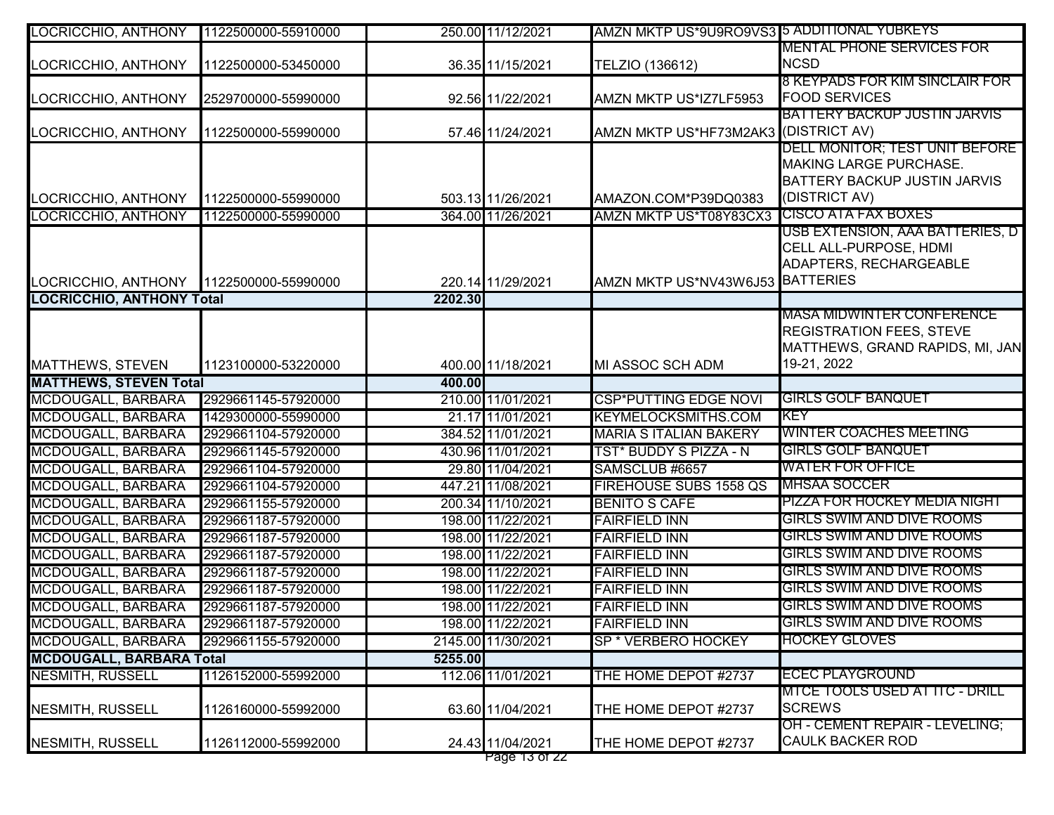| | | | | | |
|---|---|---|---|---|---|
| LOCRICCHIO, ANTHONY | 1122500000-55910000 | 250.00 | 11/12/2021 | AMZN MKTP US*9U9RO9VS3 | 5 ADDITIONAL YUBKEYS |
| LOCRICCHIO, ANTHONY | 1122500000-53450000 | 36.35 | 11/15/2021 | TELZIO (136612) | MENTAL PHONE SERVICES FOR NCSD |
| LOCRICCHIO, ANTHONY | 2529700000-55990000 | 92.56 | 11/22/2021 | AMZN MKTP US*IZ7LF5953 | 8 KEYPADS FOR KIM SINCLAIR FOR FOOD SERVICES |
| LOCRICCHIO, ANTHONY | 1122500000-55990000 | 57.46 | 11/24/2021 | AMZN MKTP US*HF73M2AK3 | BATTERY BACKUP JUSTIN JARVIS (DISTRICT AV) |
| LOCRICCHIO, ANTHONY | 1122500000-55990000 | 503.13 | 11/26/2021 | AMAZON.COM*P39DQ0383 | DELL MONITOR; TEST UNIT BEFORE MAKING LARGE PURCHASE. BATTERY BACKUP JUSTIN JARVIS (DISTRICT AV) |
| LOCRICCHIO, ANTHONY | 1122500000-55990000 | 364.00 | 11/26/2021 | AMZN MKTP US*T08Y83CX3 | CISCO ATA FAX BOXES |
| LOCRICCHIO, ANTHONY | 1122500000-55990000 | 220.14 | 11/29/2021 | AMZN MKTP US*NV43W6J53 | USB EXTENSION, AAA BATTERIES, D CELL ALL-PURPOSE, HDMI ADAPTERS, RECHARGEABLE BATTERIES |
| **LOCRICCHIO, ANTHONY Total** | | **2202.30** | | | |
| MATTHEWS, STEVEN | 1123100000-53220000 | 400.00 | 11/18/2021 | MI ASSOC SCH ADM | MASA MIDWINTER CONFERENCE REGISTRATION FEES, STEVE MATTHEWS, GRAND RAPIDS, MI, JAN 19-21, 2022 |
| **MATTHEWS, STEVEN Total** | | **400.00** | | | |
| MCDOUGALL, BARBARA | 2929661145-57920000 | 210.00 | 11/01/2021 | CSP*PUTTING EDGE NOVI | GIRLS GOLF BANQUET |
| MCDOUGALL, BARBARA | 1429300000-55990000 | 21.17 | 11/01/2021 | KEYMELOCKSMITHS.COM | KEY |
| MCDOUGALL, BARBARA | 2929661104-57920000 | 384.52 | 11/01/2021 | MARIA S ITALIAN BAKERY | WINTER COACHES MEETING |
| MCDOUGALL, BARBARA | 2929661145-57920000 | 430.96 | 11/01/2021 | TST* BUDDY S PIZZA - N | GIRLS GOLF BANQUET |
| MCDOUGALL, BARBARA | 2929661104-57920000 | 29.80 | 11/04/2021 | SAMSCLUB #6657 | WATER FOR OFFICE |
| MCDOUGALL, BARBARA | 2929661104-57920000 | 447.21 | 11/08/2021 | FIREHOUSE SUBS 1558 QS | MHSAA SOCCER |
| MCDOUGALL, BARBARA | 2929661155-57920000 | 200.34 | 11/10/2021 | BENITO S CAFE | PIZZA FOR HOCKEY MEDIA NIGHT |
| MCDOUGALL, BARBARA | 2929661187-57920000 | 198.00 | 11/22/2021 | FAIRFIELD INN | GIRLS SWIM AND DIVE ROOMS |
| MCDOUGALL, BARBARA | 2929661187-57920000 | 198.00 | 11/22/2021 | FAIRFIELD INN | GIRLS SWIM AND DIVE ROOMS |
| MCDOUGALL, BARBARA | 2929661187-57920000 | 198.00 | 11/22/2021 | FAIRFIELD INN | GIRLS SWIM AND DIVE ROOMS |
| MCDOUGALL, BARBARA | 2929661187-57920000 | 198.00 | 11/22/2021 | FAIRFIELD INN | GIRLS SWIM AND DIVE ROOMS |
| MCDOUGALL, BARBARA | 2929661187-57920000 | 198.00 | 11/22/2021 | FAIRFIELD INN | GIRLS SWIM AND DIVE ROOMS |
| MCDOUGALL, BARBARA | 2929661187-57920000 | 198.00 | 11/22/2021 | FAIRFIELD INN | GIRLS SWIM AND DIVE ROOMS |
| MCDOUGALL, BARBARA | 2929661187-57920000 | 198.00 | 11/22/2021 | FAIRFIELD INN | GIRLS SWIM AND DIVE ROOMS |
| MCDOUGALL, BARBARA | 2929661155-57920000 | 2145.00 | 11/30/2021 | SP * VERBERO HOCKEY | HOCKEY GLOVES |
| **MCDOUGALL, BARBARA Total** | | **5255.00** | | | |
| NESMITH, RUSSELL | 1126152000-55992000 | 112.06 | 11/01/2021 | THE HOME DEPOT #2737 | ECEC PLAYGROUND |
| NESMITH, RUSSELL | 1126160000-55992000 | 63.60 | 11/04/2021 | THE HOME DEPOT #2737 | MTCE TOOLS USED AT ITC - DRILL SCREWS |
| NESMITH, RUSSELL | 1126112000-55992000 | 24.43 | 11/04/2021 | THE HOME DEPOT #2737 | OH - CEMENT REPAIR - LEVELING; CAULK BACKER ROD |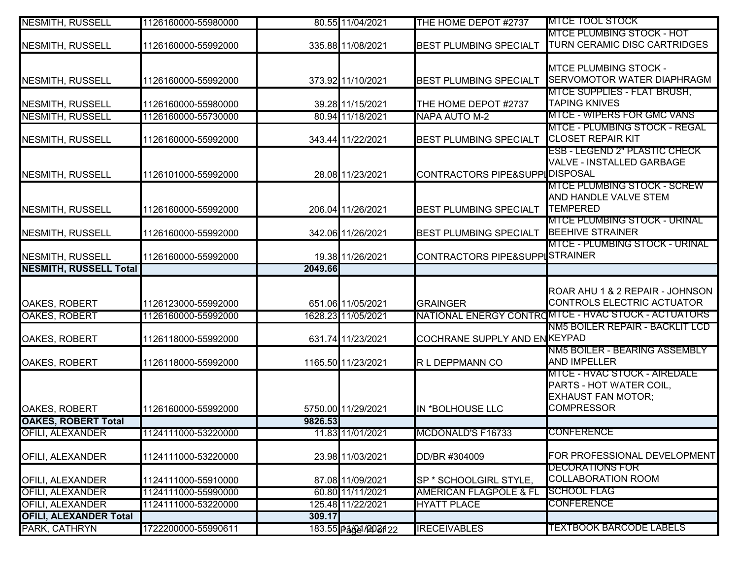| | | | | | |
|---|---|---|---|---|---|
| NESMITH, RUSSELL | 1126160000-55980000 | 80.55 | 11/04/2021 | THE HOME DEPOT #2737 | MTCE TOOL STOCK |
| NESMITH, RUSSELL | 1126160000-55992000 | 335.88 | 11/08/2021 | BEST PLUMBING SPECIALT | MTCE PLUMBING STOCK - HOT TURN CERAMIC DISC CARTRIDGES |
| NESMITH, RUSSELL | 1126160000-55992000 | 373.92 | 11/10/2021 | BEST PLUMBING SPECIALT | MTCE PLUMBING STOCK - SERVOMOTOR WATER DIAPHRAGM |
| NESMITH, RUSSELL | 1126160000-55980000 | 39.28 | 11/15/2021 | THE HOME DEPOT #2737 | MTCE SUPPLIES - FLAT BRUSH, TAPING KNIVES |
| NESMITH, RUSSELL | 1126160000-55730000 | 80.94 | 11/18/2021 | NAPA AUTO M-2 | MTCE - WIPERS FOR GMC VANS |
| NESMITH, RUSSELL | 1126160000-55992000 | 343.44 | 11/22/2021 | BEST PLUMBING SPECIALT | MTCE - PLUMBING STOCK - REGAL CLOSET REPAIR KIT |
| NESMITH, RUSSELL | 1126101000-55992000 | 28.08 | 11/23/2021 | CONTRACTORS PIPE&SUPPL | ESB - LEGEND 2" PLASTIC CHECK VALVE - INSTALLED GARBAGE DISPOSAL |
| NESMITH, RUSSELL | 1126160000-55992000 | 206.04 | 11/26/2021 | BEST PLUMBING SPECIALT | MTCE PLUMBING STOCK - SCREW AND HANDLE VALVE STEM TEMPERED |
| NESMITH, RUSSELL | 1126160000-55992000 | 342.06 | 11/26/2021 | BEST PLUMBING SPECIALT | MTCE PLUMBING STOCK - URINAL BEEHIVE STRAINER |
| NESMITH, RUSSELL | 1126160000-55992000 | 19.38 | 11/26/2021 | CONTRACTORS PIPE&SUPPL | MTCE - PLUMBING STOCK - URINAL STRAINER |
| **NESMITH, RUSSELL Total** | | **2049.66** | | | |
| OAKES, ROBERT | 1126123000-55992000 | 651.06 | 11/05/2021 | GRAINGER | ROAR AHU 1 & 2 REPAIR - JOHNSON CONTROLS ELECTRIC ACTUATOR |
| OAKES, ROBERT | 1126160000-55992000 | 1628.23 | 11/05/2021 | NATIONAL ENERGY CONTRO | MTCE - HVAC STOCK - ACTUATORS |
| OAKES, ROBERT | 1126118000-55992000 | 631.74 | 11/23/2021 | COCHRANE SUPPLY AND EN | NM5 BOILER REPAIR - BACKLIT LCD KEYPAD |
| OAKES, ROBERT | 1126118000-55992000 | 1165.50 | 11/23/2021 | R L DEPPMANN CO | NM5 BOILER - BEARING ASSEMBLY AND IMPELLER |
| OAKES, ROBERT | 1126160000-55992000 | 5750.00 | 11/29/2021 | IN *BOLHOUSE LLC | MTCE - HVAC STOCK - AIREDALE PARTS - HOT WATER COIL, EXHAUST FAN MOTOR; COMPRESSOR |
| **OAKES, ROBERT Total** | | **9826.53** | | | |
| OFILI, ALEXANDER | 1124111000-53220000 | 11.83 | 11/01/2021 | MCDONALD'S F16733 | CONFERENCE |
| OFILI, ALEXANDER | 1124111000-53220000 | 23.98 | 11/03/2021 | DD/BR #304009 | FOR PROFESSIONAL DEVELOPMENT |
| OFILI, ALEXANDER | 1124111000-55910000 | 87.08 | 11/09/2021 | SP * SCHOOLGIRL STYLE, | DECORATIONS FOR COLLABORATION ROOM |
| OFILI, ALEXANDER | 1124111000-55990000 | 60.80 | 11/11/2021 | AMERICAN FLAGPOLE & FL | SCHOOL FLAG |
| OFILI, ALEXANDER | 1124111000-53220000 | 125.48 | 11/22/2021 | HYATT PLACE | CONFERENCE |
| **OFILI, ALEXANDER Total** | | **309.17** | | | |
| PARK, CATHRYN | 1722200000-55990611 | 183.55 | 11/01/2021 | IRECEIVABLES | TEXTBOOK BARCODE LABELS |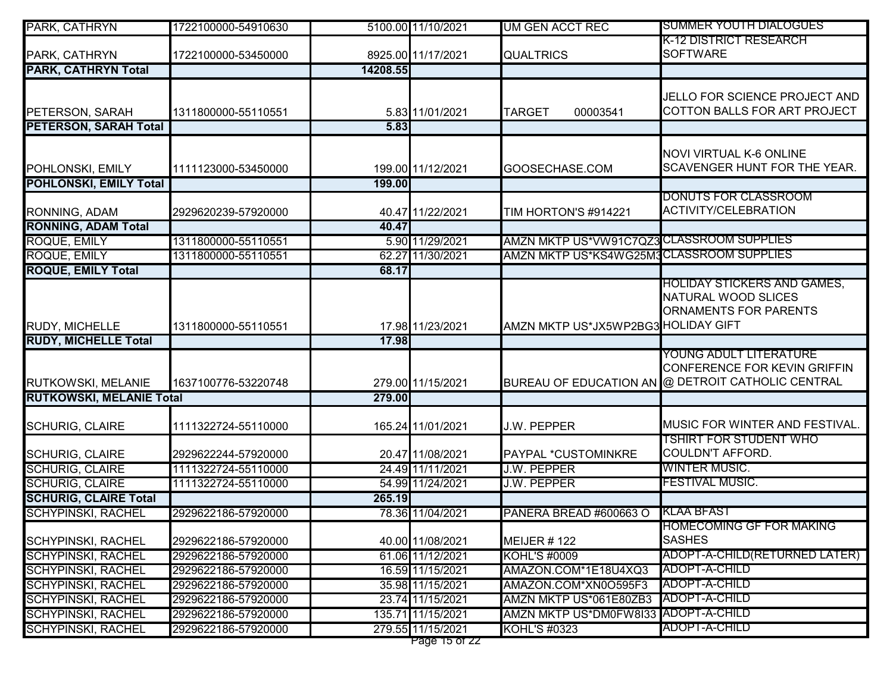| | | | | | |
|---|---|---|---|---|---|
| PARK, CATHRYN | 1722100000-54910630 | 5100.00 | 11/10/2021 | UM GEN ACCT REC | SUMMER YOUTH DIALOGUES |
| PARK, CATHRYN | 1722100000-53450000 | 8925.00 | 11/17/2021 | QUALTRICS | K-12 DISTRICT RESEARCH SOFTWARE |
| **PARK, CATHRYN Total** | | **14208.55** | | | |
| PETERSON, SARAH | 1311800000-55110551 | 5.83 | 11/01/2021 | TARGET 00003541 | JELLO FOR SCIENCE PROJECT AND COTTON BALLS FOR ART PROJECT |
| **PETERSON, SARAH Total** | | **5.83** | | | |
| POHLONSKI, EMILY | 1111123000-53450000 | 199.00 | 11/12/2021 | GOOSECHASE.COM | NOVI VIRTUAL K-6 ONLINE SCAVENGER HUNT FOR THE YEAR. |
| **POHLONSKI, EMILY Total** | | **199.00** | | | |
| RONNING, ADAM | 2929620239-57920000 | 40.47 | 11/22/2021 | TIM HORTON'S #914221 | DONUTS FOR CLASSROOM ACTIVITY/CELEBRATION |
| **RONNING, ADAM Total** | | **40.47** | | | |
| ROQUE, EMILY | 1311800000-55110551 | 5.90 | 11/29/2021 | AMZN MKTP US*VW91C7QZ3 | CLASSROOM SUPPLIES |
| ROQUE, EMILY | 1311800000-55110551 | 62.27 | 11/30/2021 | AMZN MKTP US*KS4WG25M3 | CLASSROOM SUPPLIES |
| **ROQUE, EMILY Total** | | **68.17** | | | |
| RUDY, MICHELLE | 1311800000-55110551 | 17.98 | 11/23/2021 | AMZN MKTP US*JX5WP2BG3 | HOLIDAY STICKERS AND GAMES, NATURAL WOOD SLICES ORNAMENTS FOR PARENTS HOLIDAY GIFT |
| **RUDY, MICHELLE Total** | | **17.98** | | | |
| RUTKOWSKI, MELANIE | 1637100776-53220748 | 279.00 | 11/15/2021 | BUREAU OF EDUCATION AN | YOUNG ADULT LITERATURE CONFERENCE FOR KEVIN GRIFFIN @ DETROIT CATHOLIC CENTRAL |
| **RUTKOWSKI, MELANIE Total** | | **279.00** | | | |
| SCHURIG, CLAIRE | 1111322724-55110000 | 165.24 | 11/01/2021 | J.W. PEPPER | MUSIC FOR WINTER AND FESTIVAL. |
| SCHURIG, CLAIRE | 2929622244-57920000 | 20.47 | 11/08/2021 | PAYPAL *CUSTOMINKRE | TSHIRT FOR STUDENT WHO COULDN'T AFFORD. |
| SCHURIG, CLAIRE | 1111322724-55110000 | 24.49 | 11/11/2021 | J.W. PEPPER | WINTER MUSIC. |
| SCHURIG, CLAIRE | 1111322724-55110000 | 54.99 | 11/24/2021 | J.W. PEPPER | FESTIVAL MUSIC. |
| **SCHURIG, CLAIRE Total** | | **265.19** | | | |
| SCHYPINSKI, RACHEL | 2929622186-57920000 | 78.36 | 11/04/2021 | PANERA BREAD #600663 O | KLAA BFAST |
| SCHYPINSKI, RACHEL | 2929622186-57920000 | 40.00 | 11/08/2021 | MEIJER # 122 | HOMECOMING GF FOR MAKING SASHES |
| SCHYPINSKI, RACHEL | 2929622186-57920000 | 61.06 | 11/12/2021 | KOHL'S #0009 | ADOPT-A-CHILD(RETURNED LATER) |
| SCHYPINSKI, RACHEL | 2929622186-57920000 | 16.59 | 11/15/2021 | AMAZON.COM*1E18U4XQ3 | ADOPT-A-CHILD |
| SCHYPINSKI, RACHEL | 2929622186-57920000 | 35.98 | 11/15/2021 | AMAZON.COM*XN0O595F3 | ADOPT-A-CHILD |
| SCHYPINSKI, RACHEL | 2929622186-57920000 | 23.74 | 11/15/2021 | AMZN MKTP US*061E80ZB3 | ADOPT-A-CHILD |
| SCHYPINSKI, RACHEL | 2929622186-57920000 | 135.71 | 11/15/2021 | AMZN MKTP US*DM0FW8I33 | ADOPT-A-CHILD |
| SCHYPINSKI, RACHEL | 2929622186-57920000 | 279.55 | 11/15/2021 | KOHL'S #0323 | ADOPT-A-CHILD |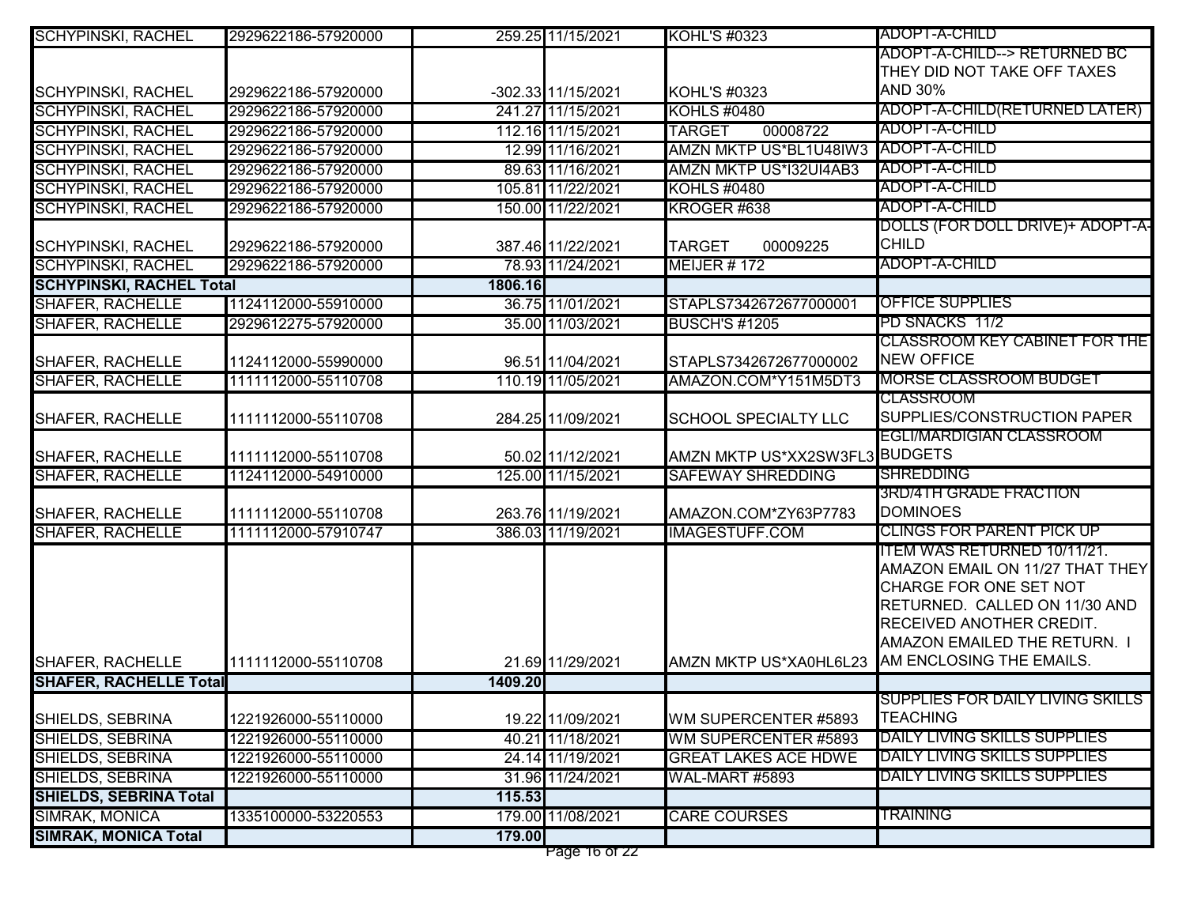| | | | | | |
|---|---|---|---|---|---|
| SCHYPINSKI, RACHEL | 2929622186-57920000 | 259.25 | 11/15/2021 | KOHL'S #0323 | ADOPT-A-CHILD |
| SCHYPINSKI, RACHEL | 2929622186-57920000 | -302.33 | 11/15/2021 | KOHL'S #0323 | ADOPT-A-CHILD--> RETURNED BC THEY DID NOT TAKE OFF TAXES AND 30% |
| SCHYPINSKI, RACHEL | 2929622186-57920000 | 241.27 | 11/15/2021 | KOHLS #0480 | ADOPT-A-CHILD(RETURNED LATER) |
| SCHYPINSKI, RACHEL | 2929622186-57920000 | 112.16 | 11/15/2021 | TARGET 00008722 | ADOPT-A-CHILD |
| SCHYPINSKI, RACHEL | 2929622186-57920000 | 12.99 | 11/16/2021 | AMZN MKTP US*BL1U48IW3 | ADOPT-A-CHILD |
| SCHYPINSKI, RACHEL | 2929622186-57920000 | 89.63 | 11/16/2021 | AMZN MKTP US*I32UI4AB3 | ADOPT-A-CHILD |
| SCHYPINSKI, RACHEL | 2929622186-57920000 | 105.81 | 11/22/2021 | KOHLS #0480 | ADOPT-A-CHILD |
| SCHYPINSKI, RACHEL | 2929622186-57920000 | 150.00 | 11/22/2021 | KROGER #638 | ADOPT-A-CHILD |
| SCHYPINSKI, RACHEL | 2929622186-57920000 | 387.46 | 11/22/2021 | TARGET 00009225 | DOLLS (FOR DOLL DRIVE)+ ADOPT-A-CHILD |
| SCHYPINSKI, RACHEL | 2929622186-57920000 | 78.93 | 11/24/2021 | MEIJER # 172 | ADOPT-A-CHILD |
| **SCHYPINSKI, RACHEL Total** | | **1806.16** | | | |
| SHAFER, RACHELLE | 1124112000-55910000 | 36.75 | 11/01/2021 | STAPLS7342672677000001 | OFFICE SUPPLIES |
| SHAFER, RACHELLE | 2929612275-57920000 | 35.00 | 11/03/2021 | BUSCH'S #1205 | PD SNACKS 11/2 |
| SHAFER, RACHELLE | 1124112000-55990000 | 96.51 | 11/04/2021 | STAPLS7342672677000002 | CLASSROOM KEY CABINET FOR THE NEW OFFICE |
| SHAFER, RACHELLE | 1111112000-55110708 | 110.19 | 11/05/2021 | AMAZON.COM*Y151M5DT3 | MORSE CLASSROOM BUDGET |
| SHAFER, RACHELLE | 1111112000-55110708 | 284.25 | 11/09/2021 | SCHOOL SPECIALTY LLC | CLASSROOM SUPPLIES/CONSTRUCTION PAPER |
| SHAFER, RACHELLE | 1111112000-55110708 | 50.02 | 11/12/2021 | AMZN MKTP US*XX2SW3FL3 | EGLI/MARDIGIAN CLASSROOM BUDGETS |
| SHAFER, RACHELLE | 1124112000-54910000 | 125.00 | 11/15/2021 | SAFEWAY SHREDDING | SHREDDING |
| SHAFER, RACHELLE | 1111112000-55110708 | 263.76 | 11/19/2021 | AMAZON.COM*ZY63P7783 | 3RD/4TH GRADE FRACTION DOMINOES |
| SHAFER, RACHELLE | 1111112000-57910747 | 386.03 | 11/19/2021 | IMAGESTUFF.COM | CLINGS FOR PARENT PICK UP |
| SHAFER, RACHELLE | 1111112000-55110708 | 21.69 | 11/29/2021 | AMZN MKTP US*XA0HL6L23 | ITEM WAS RETURNED 10/11/21. AMAZON EMAIL ON 11/27 THAT THEY CHARGE FOR ONE SET NOT RETURNED. CALLED ON 11/30 AND RECEIVED ANOTHER CREDIT. AMAZON EMAILED THE RETURN. I AM ENCLOSING THE EMAILS. |
| **SHAFER, RACHELLE Total** | | **1409.20** | | | |
| SHIELDS, SEBRINA | 1221926000-55110000 | 19.22 | 11/09/2021 | WM SUPERCENTER #5893 | SUPPLIES FOR DAILY LIVING SKILLS TEACHING |
| SHIELDS, SEBRINA | 1221926000-55110000 | 40.21 | 11/18/2021 | WM SUPERCENTER #5893 | DAILY LIVING SKILLS SUPPLIES |
| SHIELDS, SEBRINA | 1221926000-55110000 | 24.14 | 11/19/2021 | GREAT LAKES ACE HDWE | DAILY LIVING SKILLS SUPPLIES |
| SHIELDS, SEBRINA | 1221926000-55110000 | 31.96 | 11/24/2021 | WAL-MART #5893 | DAILY LIVING SKILLS SUPPLIES |
| **SHIELDS, SEBRINA Total** | | **115.53** | | | |
| SIMRAK, MONICA | 1335100000-53220553 | 179.00 | 11/08/2021 | CARE COURSES | TRAINING |
| **SIMRAK, MONICA Total** | | **179.00** | | | |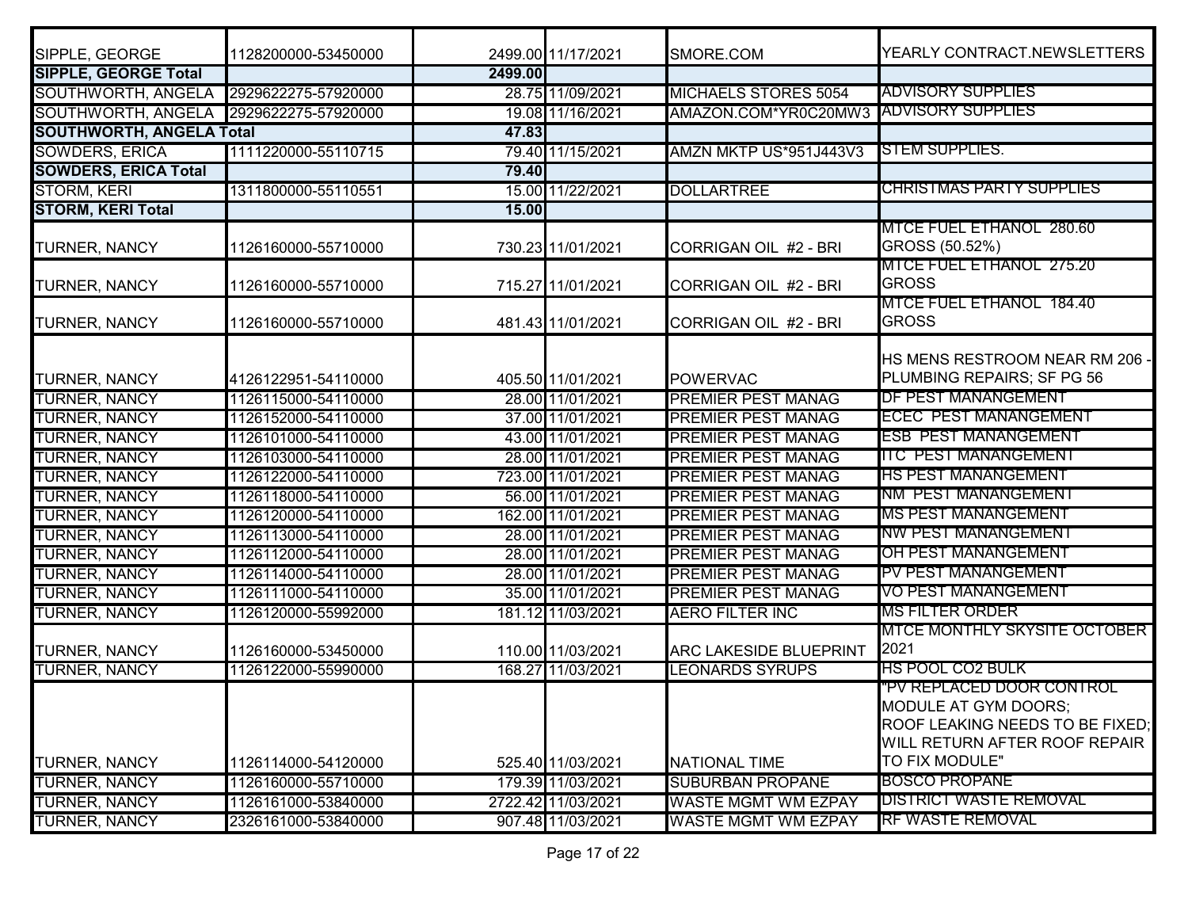| | | | | | |
|---|---|---|---|---|---|
| SIPPLE, GEORGE | 1128200000-53450000 | 2499.00 | 11/17/2021 | SMORE.COM | YEARLY CONTRACT.NEWSLETTERS |
| **SIPPLE, GEORGE Total** | | **2499.00** | | | |
| SOUTHWORTH, ANGELA | 2929622275-57920000 | 28.75 | 11/09/2021 | MICHAELS STORES 5054 | ADVISORY SUPPLIES |
| SOUTHWORTH, ANGELA | 2929622275-57920000 | 19.08 | 11/16/2021 | AMAZON.COM*YR0C20MW3 | ADVISORY SUPPLIES |
| **SOUTHWORTH, ANGELA Total** | | **47.83** | | | |
| SOWDERS, ERICA | 1111220000-55110715 | 79.40 | 11/15/2021 | AMZN MKTP US*951J443V3 | STEM SUPPLIES. |
| **SOWDERS, ERICA Total** | | **79.40** | | | |
| STORM, KERI | 1311800000-55110551 | 15.00 | 11/22/2021 | DOLLARTREE | CHRISTMAS PARTY SUPPLIES |
| **STORM, KERI Total** | | **15.00** | | | |
| TURNER, NANCY | 1126160000-55710000 | 730.23 | 11/01/2021 | CORRIGAN OIL #2 - BRI | MTCE FUEL ETHANOL 280.60 GROSS (50.52%) |
| TURNER, NANCY | 1126160000-55710000 | 715.27 | 11/01/2021 | CORRIGAN OIL #2 - BRI | MTCE FUEL ETHANOL 275.20 GROSS |
| TURNER, NANCY | 1126160000-55710000 | 481.43 | 11/01/2021 | CORRIGAN OIL #2 - BRI | MTCE FUEL ETHANOL 184.40 GROSS |
| TURNER, NANCY | 4126122951-54110000 | 405.50 | 11/01/2021 | POWERVAC | HS MENS RESTROOM NEAR RM 206 - PLUMBING REPAIRS; SF PG 56 |
| TURNER, NANCY | 1126115000-54110000 | 28.00 | 11/01/2021 | PREMIER PEST MANAG | DF PEST MANANGEMENT |
| TURNER, NANCY | 1126152000-54110000 | 37.00 | 11/01/2021 | PREMIER PEST MANAG | ECEC PEST MANANGEMENT |
| TURNER, NANCY | 1126101000-54110000 | 43.00 | 11/01/2021 | PREMIER PEST MANAG | ESB PEST MANANGEMENT |
| TURNER, NANCY | 1126103000-54110000 | 28.00 | 11/01/2021 | PREMIER PEST MANAG | ITC PEST MANANGEMENT |
| TURNER, NANCY | 1126122000-54110000 | 723.00 | 11/01/2021 | PREMIER PEST MANAG | HS PEST MANANGEMENT |
| TURNER, NANCY | 1126118000-54110000 | 56.00 | 11/01/2021 | PREMIER PEST MANAG | NM PEST MANANGEMENT |
| TURNER, NANCY | 1126120000-54110000 | 162.00 | 11/01/2021 | PREMIER PEST MANAG | MS PEST MANANGEMENT |
| TURNER, NANCY | 1126113000-54110000 | 28.00 | 11/01/2021 | PREMIER PEST MANAG | NW PEST MANANGEMENT |
| TURNER, NANCY | 1126112000-54110000 | 28.00 | 11/01/2021 | PREMIER PEST MANAG | OH PEST MANANGEMENT |
| TURNER, NANCY | 1126114000-54110000 | 28.00 | 11/01/2021 | PREMIER PEST MANAG | PV PEST MANANGEMENT |
| TURNER, NANCY | 1126111000-54110000 | 35.00 | 11/01/2021 | PREMIER PEST MANAG | VO PEST MANANGEMENT |
| TURNER, NANCY | 1126120000-55992000 | 181.12 | 11/03/2021 | AERO FILTER INC | MS FILTER ORDER |
| TURNER, NANCY | 1126160000-53450000 | 110.00 | 11/03/2021 | ARC LAKESIDE BLUEPRINT | MTCE MONTHLY SKYSITE OCTOBER 2021 |
| TURNER, NANCY | 1126122000-55990000 | 168.27 | 11/03/2021 | LEONARDS SYRUPS | HS POOL CO2 BULK |
| TURNER, NANCY | 1126114000-54120000 | 525.40 | 11/03/2021 | NATIONAL TIME | "PV REPLACED DOOR CONTROL MODULE AT GYM DOORS; ROOF LEAKING NEEDS TO BE FIXED; WILL RETURN AFTER ROOF REPAIR TO FIX MODULE" |
| TURNER, NANCY | 1126160000-55710000 | 179.39 | 11/03/2021 | SUBURBAN PROPANE | BOSCO PROPANE |
| TURNER, NANCY | 1126161000-53840000 | 2722.42 | 11/03/2021 | WASTE MGMT WM EZPAY | DISTRICT WASTE REMOVAL |
| TURNER, NANCY | 2326161000-53840000 | 907.48 | 11/03/2021 | WASTE MGMT WM EZPAY | RF WASTE REMOVAL |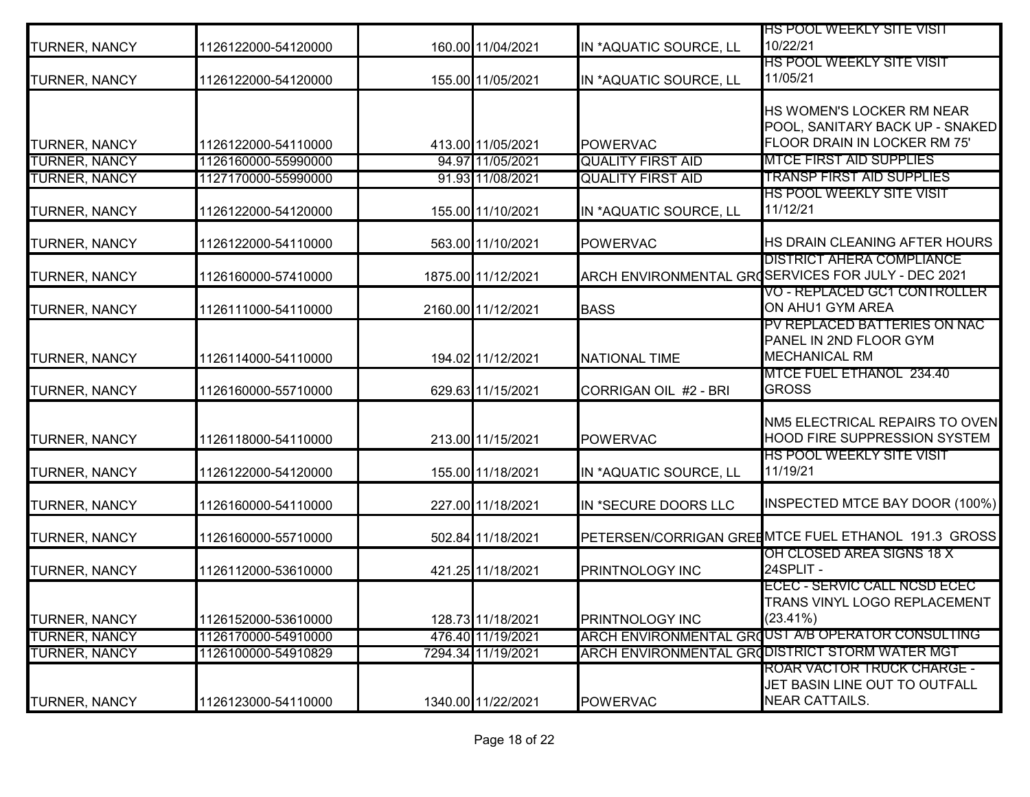| | | | | | |
|---|---|---|---|---|---|
| TURNER, NANCY | 1126122000-54120000 | 160.00 | 11/04/2021 | IN *AQUATIC SOURCE, LL | HS POOL WEEKLY SITE VISIT 10/22/21 |
| TURNER, NANCY | 1126122000-54120000 | 155.00 | 11/05/2021 | IN *AQUATIC SOURCE, LL | HS POOL WEEKLY SITE VISIT 11/05/21 |
| TURNER, NANCY | 1126122000-54110000 | 413.00 | 11/05/2021 | POWERVAC | HS WOMEN'S LOCKER RM NEAR POOL, SANITARY BACK UP - SNAKED FLOOR DRAIN IN LOCKER RM 75' |
| TURNER, NANCY | 1126160000-55990000 | 94.97 | 11/05/2021 | QUALITY FIRST AID | MTCE FIRST AID SUPPLIES |
| TURNER, NANCY | 1127170000-55990000 | 91.93 | 11/08/2021 | QUALITY FIRST AID | TRANSP FIRST AID SUPPLIES |
| TURNER, NANCY | 1126122000-54120000 | 155.00 | 11/10/2021 | IN *AQUATIC SOURCE, LL | HS POOL WEEKLY SITE VISIT 11/12/21 |
| TURNER, NANCY | 1126122000-54110000 | 563.00 | 11/10/2021 | POWERVAC | HS DRAIN CLEANING AFTER HOURS |
| TURNER, NANCY | 1126160000-57410000 | 1875.00 | 11/12/2021 | ARCH ENVIRONMENTAL GRO | DISTRICT AHERA COMPLIANCE SERVICES FOR JULY - DEC 2021 |
| TURNER, NANCY | 1126111000-54110000 | 2160.00 | 11/12/2021 | BASS | VO - REPLACED GC1 CONTROLLER ON AHU1 GYM AREA |
| TURNER, NANCY | 1126114000-54110000 | 194.02 | 11/12/2021 | NATIONAL TIME | PV REPLACED BATTERIES ON NAC PANEL IN 2ND FLOOR GYM MECHANICAL RM |
| TURNER, NANCY | 1126160000-55710000 | 629.63 | 11/15/2021 | CORRIGAN OIL #2 - BRI | MTCE FUEL ETHANOL 234.40 GROSS |
| TURNER, NANCY | 1126118000-54110000 | 213.00 | 11/15/2021 | POWERVAC | NM5 ELECTRICAL REPAIRS TO OVEN HOOD FIRE SUPPRESSION SYSTEM |
| TURNER, NANCY | 1126122000-54120000 | 155.00 | 11/18/2021 | IN *AQUATIC SOURCE, LL | HS POOL WEEKLY SITE VISIT 11/19/21 |
| TURNER, NANCY | 1126160000-54110000 | 227.00 | 11/18/2021 | IN *SECURE DOORS LLC | INSPECTED MTCE BAY DOOR (100%) |
| TURNER, NANCY | 1126160000-55710000 | 502.84 | 11/18/2021 | PETERSEN/CORRIGAN GREE | MTCE FUEL ETHANOL 191.3 GROSS |
| TURNER, NANCY | 1126112000-53610000 | 421.25 | 11/18/2021 | PRINTNOLOGY INC | OH CLOSED AREA SIGNS 18 X 24SPLIT - |
| TURNER, NANCY | 1126152000-53610000 | 128.73 | 11/18/2021 | PRINTNOLOGY INC | ECEC - SERVIC CALL NCSD ECEC TRANS VINYL LOGO REPLACEMENT (23.41%) |
| TURNER, NANCY | 1126170000-54910000 | 476.40 | 11/19/2021 | ARCH ENVIRONMENTAL GRO | UST A/B OPERATOR CONSULTING |
| TURNER, NANCY | 1126100000-54910829 | 7294.34 | 11/19/2021 | ARCH ENVIRONMENTAL GRO | DISTRICT STORM WATER MGT |
| TURNER, NANCY | 1126123000-54110000 | 1340.00 | 11/22/2021 | POWERVAC | ROAR VACTOR TRUCK CHARGE - JET BASIN LINE OUT TO OUTFALL NEAR CATTAILS. |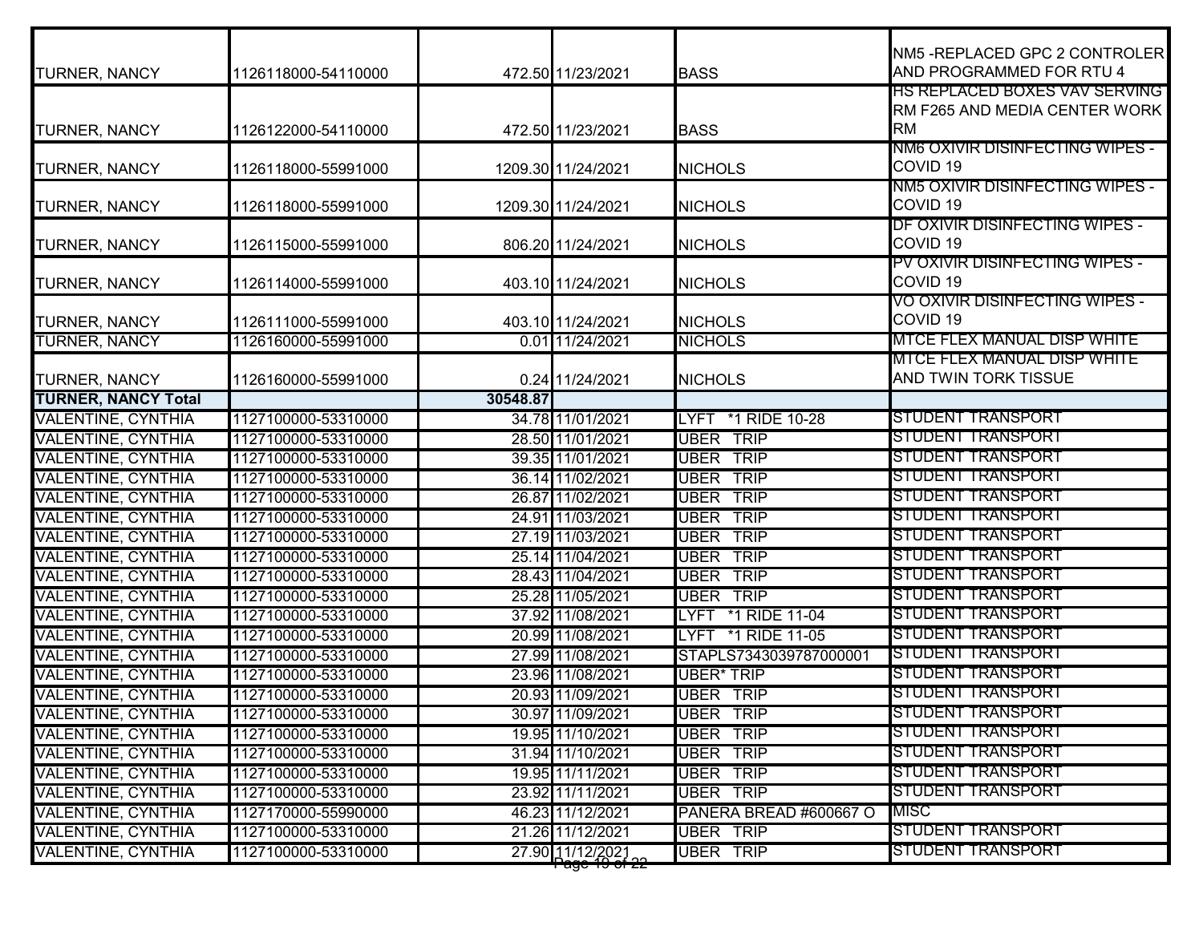| | | | | | |
|---|---|---|---|---|---|
| TURNER, NANCY | 1126118000-54110000 | 472.50 | 11/23/2021 | BASS | NM5 -REPLACED GPC 2 CONTROLER AND PROGRAMMED FOR RTU 4 |
| TURNER, NANCY | 1126122000-54110000 | 472.50 | 11/23/2021 | BASS | HS REPLACED BOXES VAV SERVING RM F265 AND MEDIA CENTER WORK RM |
| TURNER, NANCY | 1126118000-55991000 | 1209.30 | 11/24/2021 | NICHOLS | NM6 OXIVIR DISINFECTING WIPES - COVID 19 |
| TURNER, NANCY | 1126118000-55991000 | 1209.30 | 11/24/2021 | NICHOLS | NM5 OXIVIR DISINFECTING WIPES - COVID 19 |
| TURNER, NANCY | 1126115000-55991000 | 806.20 | 11/24/2021 | NICHOLS | DF OXIVIR DISINFECTING WIPES - COVID 19 |
| TURNER, NANCY | 1126114000-55991000 | 403.10 | 11/24/2021 | NICHOLS | PV OXIVIR DISINFECTING WIPES - COVID 19 |
| TURNER, NANCY | 1126111000-55991000 | 403.10 | 11/24/2021 | NICHOLS | VO OXIVIR DISINFECTING WIPES - COVID 19 |
| TURNER, NANCY | 1126160000-55991000 | 0.01 | 11/24/2021 | NICHOLS | MTCE FLEX MANUAL DISP WHITE |
| TURNER, NANCY | 1126160000-55991000 | 0.24 | 11/24/2021 | NICHOLS | MTCE FLEX MANUAL DISP WHITE AND TWIN TORK TISSUE |
| **TURNER, NANCY Total** | | **30548.87** | | | |
| VALENTINE, CYNTHIA | 1127100000-53310000 | 34.78 | 11/01/2021 | LYFT *1 RIDE 10-28 | STUDENT TRANSPORT |
| VALENTINE, CYNTHIA | 1127100000-53310000 | 28.50 | 11/01/2021 | UBER TRIP | STUDENT TRANSPORT |
| VALENTINE, CYNTHIA | 1127100000-53310000 | 39.35 | 11/01/2021 | UBER TRIP | STUDENT TRANSPORT |
| VALENTINE, CYNTHIA | 1127100000-53310000 | 36.14 | 11/02/2021 | UBER TRIP | STUDENT TRANSPORT |
| VALENTINE, CYNTHIA | 1127100000-53310000 | 26.87 | 11/02/2021 | UBER TRIP | STUDENT TRANSPORT |
| VALENTINE, CYNTHIA | 1127100000-53310000 | 24.91 | 11/03/2021 | UBER TRIP | STUDENT TRANSPORT |
| VALENTINE, CYNTHIA | 1127100000-53310000 | 27.19 | 11/03/2021 | UBER TRIP | STUDENT TRANSPORT |
| VALENTINE, CYNTHIA | 1127100000-53310000 | 25.14 | 11/04/2021 | UBER TRIP | STUDENT TRANSPORT |
| VALENTINE, CYNTHIA | 1127100000-53310000 | 28.43 | 11/04/2021 | UBER TRIP | STUDENT TRANSPORT |
| VALENTINE, CYNTHIA | 1127100000-53310000 | 25.28 | 11/05/2021 | UBER TRIP | STUDENT TRANSPORT |
| VALENTINE, CYNTHIA | 1127100000-53310000 | 37.92 | 11/08/2021 | LYFT *1 RIDE 11-04 | STUDENT TRANSPORT |
| VALENTINE, CYNTHIA | 1127100000-53310000 | 20.99 | 11/08/2021 | LYFT *1 RIDE 11-05 | STUDENT TRANSPORT |
| VALENTINE, CYNTHIA | 1127100000-53310000 | 27.99 | 11/08/2021 | STAPLS7343039787000001 | STUDENT TRANSPORT |
| VALENTINE, CYNTHIA | 1127100000-53310000 | 23.96 | 11/08/2021 | UBER* TRIP | STUDENT TRANSPORT |
| VALENTINE, CYNTHIA | 1127100000-53310000 | 20.93 | 11/09/2021 | UBER TRIP | STUDENT TRANSPORT |
| VALENTINE, CYNTHIA | 1127100000-53310000 | 30.97 | 11/09/2021 | UBER TRIP | STUDENT TRANSPORT |
| VALENTINE, CYNTHIA | 1127100000-53310000 | 19.95 | 11/10/2021 | UBER TRIP | STUDENT TRANSPORT |
| VALENTINE, CYNTHIA | 1127100000-53310000 | 31.94 | 11/10/2021 | UBER TRIP | STUDENT TRANSPORT |
| VALENTINE, CYNTHIA | 1127100000-53310000 | 19.95 | 11/11/2021 | UBER TRIP | STUDENT TRANSPORT |
| VALENTINE, CYNTHIA | 1127100000-53310000 | 23.92 | 11/11/2021 | UBER TRIP | STUDENT TRANSPORT |
| VALENTINE, CYNTHIA | 1127170000-55990000 | 46.23 | 11/12/2021 | PANERA BREAD #600667 O | MISC |
| VALENTINE, CYNTHIA | 1127100000-53310000 | 21.26 | 11/12/2021 | UBER TRIP | STUDENT TRANSPORT |
| VALENTINE, CYNTHIA | 1127100000-53310000 | 27.90 | 11/12/2021 | UBER TRIP | STUDENT TRANSPORT |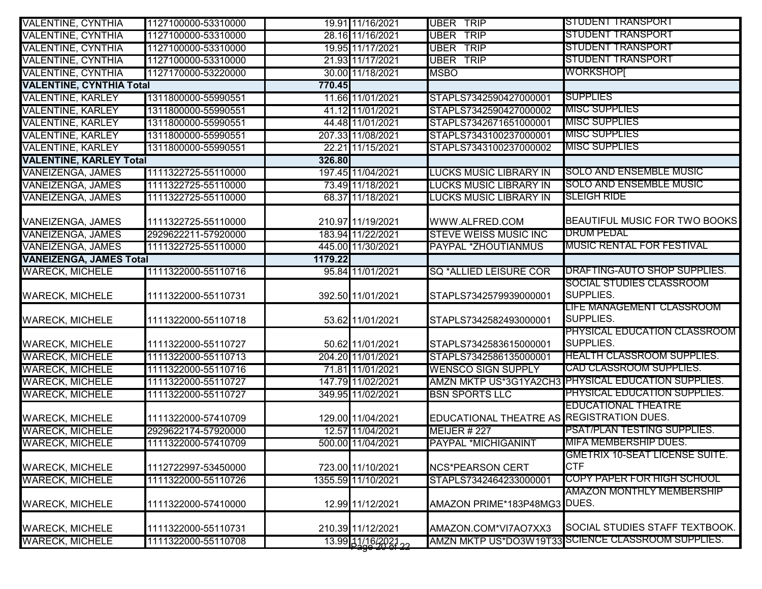| | | | | | |
|---|---|---|---|---|---|
| VALENTINE, CYNTHIA | 1127100000-53310000 | 19.91 | 11/16/2021 | UBER TRIP | STUDENT TRANSPORT |
| VALENTINE, CYNTHIA | 1127100000-53310000 | 28.16 | 11/16/2021 | UBER TRIP | STUDENT TRANSPORT |
| VALENTINE, CYNTHIA | 1127100000-53310000 | 19.95 | 11/17/2021 | UBER TRIP | STUDENT TRANSPORT |
| VALENTINE, CYNTHIA | 1127100000-53310000 | 21.93 | 11/17/2021 | UBER TRIP | STUDENT TRANSPORT |
| VALENTINE, CYNTHIA | 1127170000-53220000 | 30.00 | 11/18/2021 | MSBO | WORKSHOP[ |
| **VALENTINE, CYNTHIA Total** | | **770.45** | | | |
| VALENTINE, KARLEY | 1311800000-55990551 | 11.66 | 11/01/2021 | STAPLS7342590427000001 | SUPPLIES |
| VALENTINE, KARLEY | 1311800000-55990551 | 41.12 | 11/01/2021 | STAPLS7342590427000002 | MISC SUPPLIES |
| VALENTINE, KARLEY | 1311800000-55990551 | 44.48 | 11/01/2021 | STAPLS7342671651000001 | MISC SUPPLIES |
| VALENTINE, KARLEY | 1311800000-55990551 | 207.33 | 11/08/2021 | STAPLS7343100237000001 | MISC SUPPLIES |
| VALENTINE, KARLEY | 1311800000-55990551 | 22.21 | 11/15/2021 | STAPLS7343100237000002 | MISC SUPPLIES |
| **VALENTINE, KARLEY Total** | | **326.80** | | | |
| VANEIZENGA, JAMES | 1111322725-55110000 | 197.45 | 11/04/2021 | LUCKS MUSIC LIBRARY IN | SOLO AND ENSEMBLE MUSIC |
| VANEIZENGA, JAMES | 1111322725-55110000 | 73.49 | 11/18/2021 | LUCKS MUSIC LIBRARY IN | SOLO AND ENSEMBLE MUSIC |
| VANEIZENGA, JAMES | 1111322725-55110000 | 68.37 | 11/18/2021 | LUCKS MUSIC LIBRARY IN | SLEIGH RIDE |
| VANEIZENGA, JAMES | 1111322725-55110000 | 210.97 | 11/19/2021 | WWW.ALFRED.COM | BEAUTIFUL MUSIC FOR TWO BOOKS |
| VANEIZENGA, JAMES | 2929622211-57920000 | 183.94 | 11/22/2021 | STEVE WEISS MUSIC INC | DRUM PEDAL |
| VANEIZENGA, JAMES | 1111322725-55110000 | 445.00 | 11/30/2021 | PAYPAL *ZHOUTIANMUS | MUSIC RENTAL FOR FESTIVAL |
| **VANEIZENGA, JAMES Total** | | **1179.22** | | | |
| WARECK, MICHELE | 1111322000-55110716 | 95.84 | 11/01/2021 | SQ *ALLIED LEISURE COR | DRAFTING-AUTO SHOP SUPPLIES. |
| WARECK, MICHELE | 1111322000-55110731 | 392.50 | 11/01/2021 | STAPLS7342579939000001 | SOCIAL STUDIES CLASSROOM SUPPLIES. |
| WARECK, MICHELE | 1111322000-55110718 | 53.62 | 11/01/2021 | STAPLS7342582493000001 | LIFE MANAGEMENT CLASSROOM SUPPLIES. |
| WARECK, MICHELE | 1111322000-55110727 | 50.62 | 11/01/2021 | STAPLS7342583615000001 | PHYSICAL EDUCATION CLASSROOM SUPPLIES. |
| WARECK, MICHELE | 1111322000-55110713 | 204.20 | 11/01/2021 | STAPLS7342586135000001 | HEALTH CLASSROOM SUPPLIES. |
| WARECK, MICHELE | 1111322000-55110716 | 71.81 | 11/01/2021 | WENSCO SIGN SUPPLY | CAD CLASSROOM SUPPLIES. |
| WARECK, MICHELE | 1111322000-55110727 | 147.79 | 11/02/2021 | AMZN MKTP US*3G1YA2CH3 | PHYSICAL EDUCATION SUPPLIES. |
| WARECK, MICHELE | 1111322000-55110727 | 349.95 | 11/02/2021 | BSN SPORTS LLC | PHYSICAL EDUCATION SUPPLIES. |
| WARECK, MICHELE | 1111322000-57410709 | 129.00 | 11/04/2021 | EDUCATIONAL THEATRE AS | EDUCATIONAL THEATRE REGISTRATION DUES. |
| WARECK, MICHELE | 2929622174-57920000 | 12.57 | 11/04/2021 | MEIJER # 227 | PSAT/PLAN TESTING SUPPLIES. |
| WARECK, MICHELE | 1111322000-57410709 | 500.00 | 11/04/2021 | PAYPAL *MICHIGANINT | MIFA MEMBERSHIP DUES. |
| WARECK, MICHELE | 1112722997-53450000 | 723.00 | 11/10/2021 | NCS*PEARSON CERT | GMETRIX 10-SEAT LICENSE SUITE. CTF |
| WARECK, MICHELE | 1111322000-55110726 | 1355.59 | 11/10/2021 | STAPLS7342464233000001 | COPY PAPER FOR HIGH SCHOOL |
| WARECK, MICHELE | 1111322000-57410000 | 12.99 | 11/12/2021 | AMAZON PRIME*183P48MG3 | AMAZON MONTHLY MEMBERSHIP DUES. |
| WARECK, MICHELE | 1111322000-55110731 | 210.39 | 11/12/2021 | AMAZON.COM*VI7AO7XX3 | SOCIAL STUDIES STAFF TEXTBOOK. |
| WARECK, MICHELE | 1111322000-55110708 | 13.99 | 11/16/2021 | AMZN MKTP US*DO3W19T33 | SCIENCE CLASSROOM SUPPLIES. |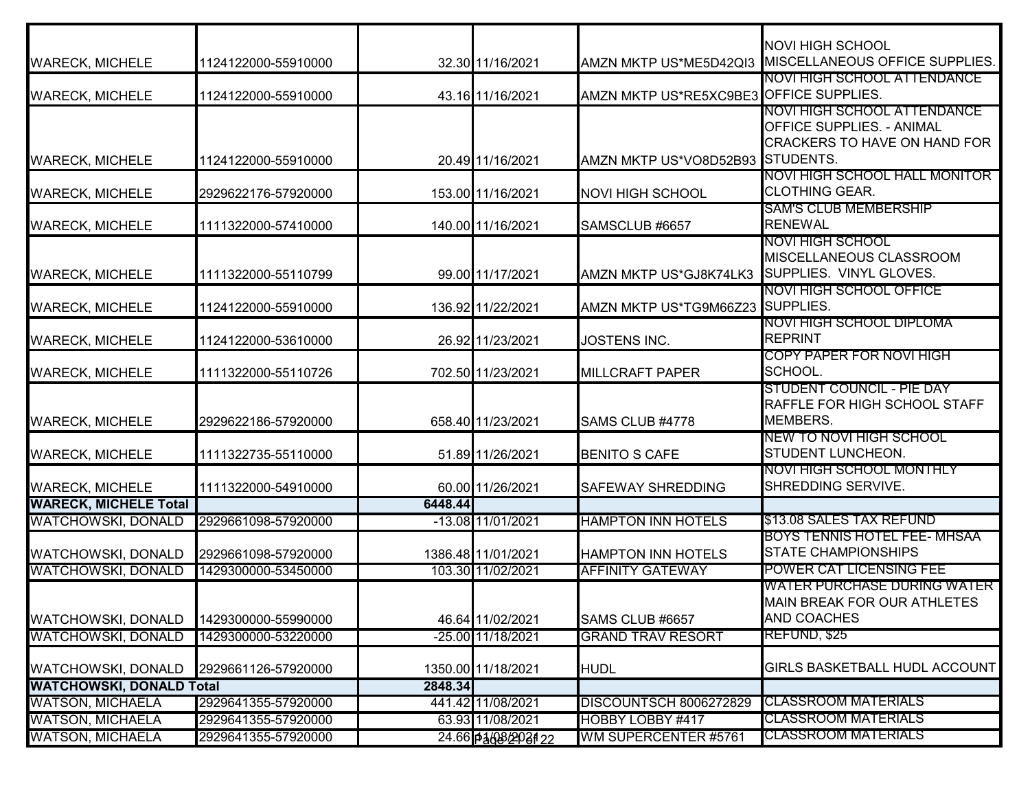| | | | | | |
|---|---|---|---|---|---|
| WARECK, MICHELE | 1124122000-55910000 | 32.30 | 11/16/2021 | AMZN MKTP US*ME5D42QI3 | NOVI HIGH SCHOOL MISCELLANEOUS OFFICE SUPPLIES. |
| WARECK, MICHELE | 1124122000-55910000 | 43.16 | 11/16/2021 | AMZN MKTP US*RE5XC9BE3 | NOVI HIGH SCHOOL ATTENDANCE OFFICE SUPPLIES. |
| WARECK, MICHELE | 1124122000-55910000 | 20.49 | 11/16/2021 | AMZN MKTP US*VO8D52B93 | NOVI HIGH SCHOOL ATTENDANCE OFFICE SUPPLIES. - ANIMAL CRACKERS TO HAVE ON HAND FOR STUDENTS. |
| WARECK, MICHELE | 2929622176-57920000 | 153.00 | 11/16/2021 | NOVI HIGH SCHOOL | NOVI HIGH SCHOOL HALL MONITOR CLOTHING GEAR. |
| WARECK, MICHELE | 1111322000-57410000 | 140.00 | 11/16/2021 | SAMSCLUB #6657 | SAM'S CLUB MEMBERSHIP RENEWAL |
| WARECK, MICHELE | 1111322000-55110799 | 99.00 | 11/17/2021 | AMZN MKTP US*GJ8K74LK3 | NOVI HIGH SCHOOL MISCELLANEOUS CLASSROOM SUPPLIES. VINYL GLOVES. |
| WARECK, MICHELE | 1124122000-55910000 | 136.92 | 11/22/2021 | AMZN MKTP US*TG9M66Z23 | NOVI HIGH SCHOOL OFFICE SUPPLIES. |
| WARECK, MICHELE | 1124122000-53610000 | 26.92 | 11/23/2021 | JOSTENS INC. | NOVI HIGH SCHOOL DIPLOMA REPRINT |
| WARECK, MICHELE | 1111322000-55110726 | 702.50 | 11/23/2021 | MILLCRAFT PAPER | COPY PAPER FOR NOVI HIGH SCHOOL. |
| WARECK, MICHELE | 2929622186-57920000 | 658.40 | 11/23/2021 | SAMS CLUB #4778 | STUDENT COUNCIL - PIE DAY RAFFLE FOR HIGH SCHOOL STAFF MEMBERS. |
| WARECK, MICHELE | 1111322735-55110000 | 51.89 | 11/26/2021 | BENITO S CAFE | NEW TO NOVI HIGH SCHOOL STUDENT LUNCHEON. |
| WARECK, MICHELE | 1111322000-54910000 | 60.00 | 11/26/2021 | SAFEWAY SHREDDING | NOVI HIGH SCHOOL MONTHLY SHREDDING SERVIVE. |
| **WARECK, MICHELE Total** | | **6448.44** | | | |
| WATCHOWSKI, DONALD | 2929661098-57920000 | -13.08 | 11/01/2021 | HAMPTON INN HOTELS | $13.08 SALES TAX REFUND |
| WATCHOWSKI, DONALD | 2929661098-57920000 | 1386.48 | 11/01/2021 | HAMPTON INN HOTELS | BOYS TENNIS HOTEL FEE- MHSAA STATE CHAMPIONSHIPS |
| WATCHOWSKI, DONALD | 1429300000-53450000 | 103.30 | 11/02/2021 | AFFINITY GATEWAY | POWER CAT LICENSING FEE |
| WATCHOWSKI, DONALD | 1429300000-55990000 | 46.64 | 11/02/2021 | SAMS CLUB #6657 | WATER PURCHASE DURING WATER MAIN BREAK FOR OUR ATHLETES AND COACHES |
| WATCHOWSKI, DONALD | 1429300000-53220000 | -25.00 | 11/18/2021 | GRAND TRAV RESORT | REFUND, $25 |
| WATCHOWSKI, DONALD | 2929661126-57920000 | 1350.00 | 11/18/2021 | HUDL | GIRLS BASKETBALL HUDL ACCOUNT |
| **WATCHOWSKI, DONALD Total** | | **2848.34** | | | |
| WATSON, MICHAELA | 2929641355-57920000 | 441.42 | 11/08/2021 | DISCOUNTSCH 8006272829 | CLASSROOM MATERIALS |
| WATSON, MICHAELA | 2929641355-57920000 | 63.93 | 11/08/2021 | HOBBY LOBBY #417 | CLASSROOM MATERIALS |
| WATSON, MICHAELA | 2929641355-57920000 | 24.66 | 11/08/2021 | WM SUPERCENTER #5761 | CLASSROOM MATERIALS |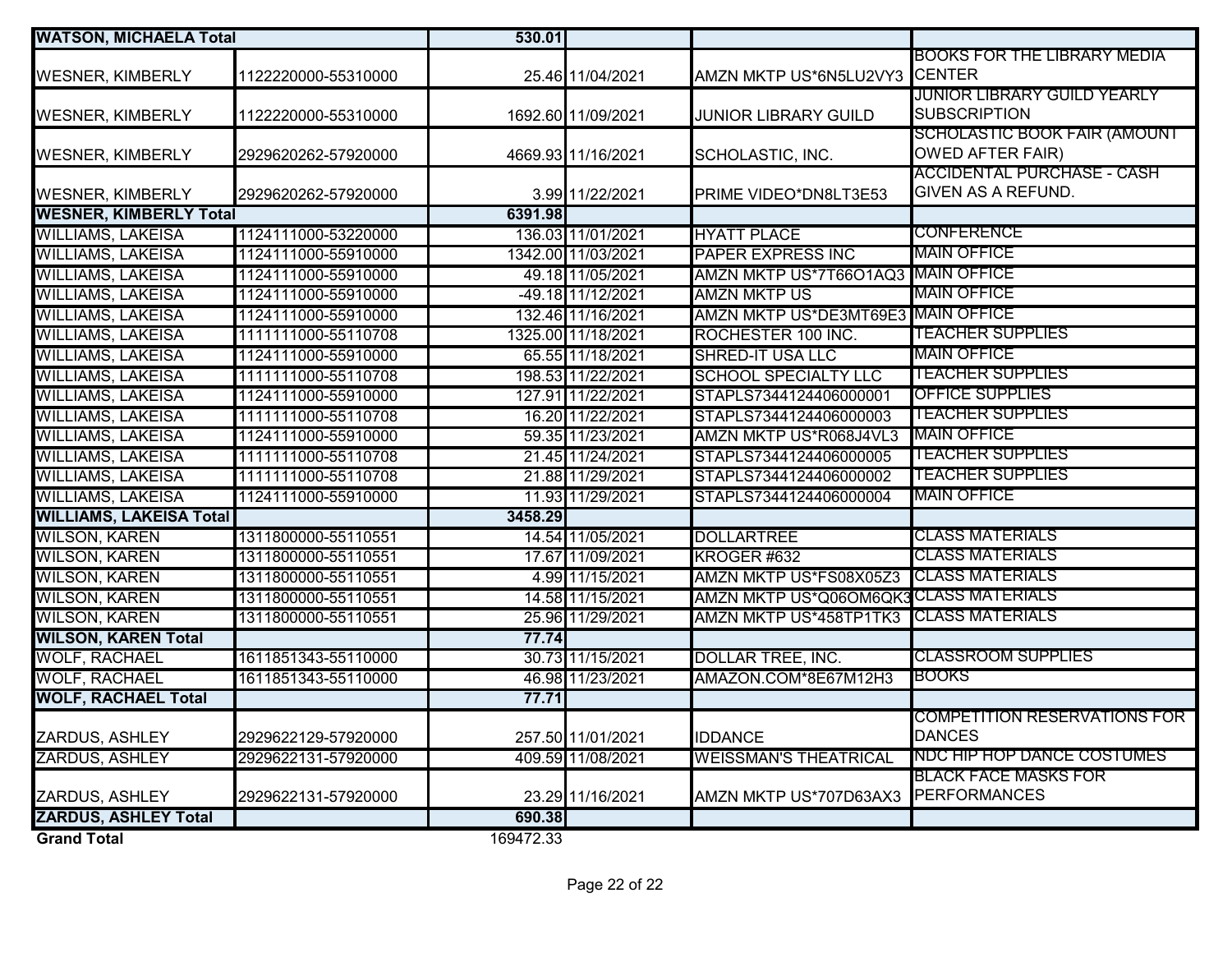| | | | | | |
|---|---|---|---|---|---|
| **WATSON, MICHAELA Total** | | **530.01** | | | |
| WESNER, KIMBERLY | 1122220000-55310000 | 25.46 | 11/04/2021 | AMZN MKTP US*6N5LU2VY3 | BOOKS FOR THE LIBRARY MEDIA CENTER |
| WESNER, KIMBERLY | 1122220000-55310000 | 1692.60 | 11/09/2021 | JUNIOR LIBRARY GUILD | JUNIOR LIBRARY GUILD YEARLY SUBSCRIPTION |
| WESNER, KIMBERLY | 2929620262-57920000 | 4669.93 | 11/16/2021 | SCHOLASTIC, INC. | SCHOLASTIC BOOK FAIR (AMOUNT OWED AFTER FAIR) |
| WESNER, KIMBERLY | 2929620262-57920000 | 3.99 | 11/22/2021 | PRIME VIDEO*DN8LT3E53 | ACCIDENTAL PURCHASE - CASH GIVEN AS A REFUND. |
| **WESNER, KIMBERLY Total** | | **6391.98** | | | |
| WILLIAMS, LAKEISA | 1124111000-53220000 | 136.03 | 11/01/2021 | HYATT PLACE | CONFERENCE |
| WILLIAMS, LAKEISA | 1124111000-55910000 | 1342.00 | 11/03/2021 | PAPER EXPRESS INC | MAIN OFFICE |
| WILLIAMS, LAKEISA | 1124111000-55910000 | 49.18 | 11/05/2021 | AMZN MKTP US*7T66O1AQ3 | MAIN OFFICE |
| WILLIAMS, LAKEISA | 1124111000-55910000 | -49.18 | 11/12/2021 | AMZN MKTP US | MAIN OFFICE |
| WILLIAMS, LAKEISA | 1124111000-55910000 | 132.46 | 11/16/2021 | AMZN MKTP US*DE3MT69E3 | MAIN OFFICE |
| WILLIAMS, LAKEISA | 1111111000-55110708 | 1325.00 | 11/18/2021 | ROCHESTER 100 INC. | TEACHER SUPPLIES |
| WILLIAMS, LAKEISA | 1124111000-55910000 | 65.55 | 11/18/2021 | SHRED-IT USA LLC | MAIN OFFICE |
| WILLIAMS, LAKEISA | 1111111000-55110708 | 198.53 | 11/22/2021 | SCHOOL SPECIALTY LLC | TEACHER SUPPLIES |
| WILLIAMS, LAKEISA | 1124111000-55910000 | 127.91 | 11/22/2021 | STAPLS7344124406000001 | OFFICE SUPPLIES |
| WILLIAMS, LAKEISA | 1111111000-55110708 | 16.20 | 11/22/2021 | STAPLS7344124406000003 | TEACHER SUPPLIES |
| WILLIAMS, LAKEISA | 1124111000-55910000 | 59.35 | 11/23/2021 | AMZN MKTP US*R068J4VL3 | MAIN OFFICE |
| WILLIAMS, LAKEISA | 1111111000-55110708 | 21.45 | 11/24/2021 | STAPLS7344124406000005 | TEACHER SUPPLIES |
| WILLIAMS, LAKEISA | 1111111000-55110708 | 21.88 | 11/29/2021 | STAPLS7344124406000002 | TEACHER SUPPLIES |
| WILLIAMS, LAKEISA | 1124111000-55910000 | 11.93 | 11/29/2021 | STAPLS7344124406000004 | MAIN OFFICE |
| **WILLIAMS, LAKEISA Total** | | **3458.29** | | | |
| WILSON, KAREN | 1311800000-55110551 | 14.54 | 11/05/2021 | DOLLARTREE | CLASS MATERIALS |
| WILSON, KAREN | 1311800000-55110551 | 17.67 | 11/09/2021 | KROGER #632 | CLASS MATERIALS |
| WILSON, KAREN | 1311800000-55110551 | 4.99 | 11/15/2021 | AMZN MKTP US*FS08X05Z3 | CLASS MATERIALS |
| WILSON, KAREN | 1311800000-55110551 | 14.58 | 11/15/2021 | AMZN MKTP US*Q06OM6QK3 | CLASS MATERIALS |
| WILSON, KAREN | 1311800000-55110551 | 25.96 | 11/29/2021 | AMZN MKTP US*458TP1TK3 | CLASS MATERIALS |
| **WILSON, KAREN Total** | | **77.74** | | | |
| WOLF, RACHAEL | 1611851343-55110000 | 30.73 | 11/15/2021 | DOLLAR TREE, INC. | CLASSROOM SUPPLIES |
| WOLF, RACHAEL | 1611851343-55110000 | 46.98 | 11/23/2021 | AMAZON.COM*8E67M12H3 | BOOKS |
| **WOLF, RACHAEL Total** | | **77.71** | | | |
| ZARDUS, ASHLEY | 2929622129-57920000 | 257.50 | 11/01/2021 | IDDANCE | COMPETITION RESERVATIONS FOR DANCES |
| ZARDUS, ASHLEY | 2929622131-57920000 | 409.59 | 11/08/2021 | WEISSMAN'S THEATRICAL | NDC HIP HOP DANCE COSTUMES |
| ZARDUS, ASHLEY | 2929622131-57920000 | 23.29 | 11/16/2021 | AMZN MKTP US*707D63AX3 | BLACK FACE MASKS FOR PERFORMANCES |
| **ZARDUS, ASHLEY Total** | | **690.38** | | | |
| **Grand Total** | | 169472.33 | | | |